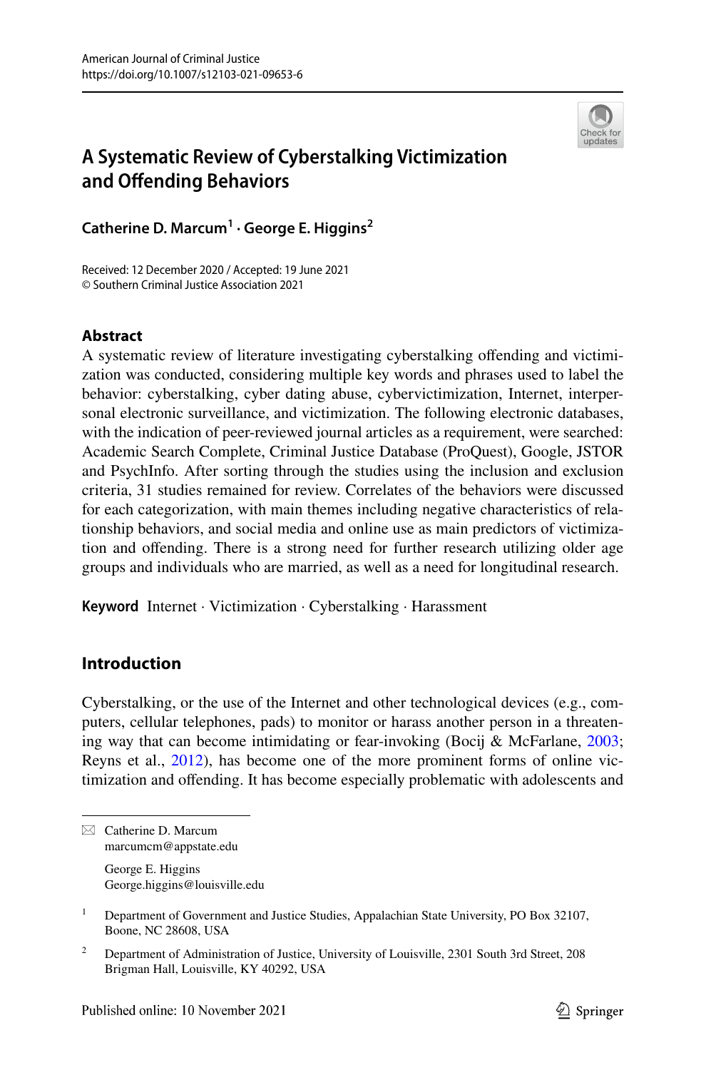# A Systematic Review of Cyberstalking Victimization and Offending Behaviors

**Catherine D. Marcum[1] · George E. Higgins[2]**

Received: 12 December 2020 / Accepted: 19 June 2021
© Southern Criminal Justice Association 2021

## Abstract

A systematic review of literature investigating cyberstalking offending and victimization was conducted, considering multiple key words and phrases used to label the behavior: cyberstalking, cyber dating abuse, cybervictimization, Internet, interpersonal electronic surveillance, and victimization. The following electronic databases, with the indication of peer-reviewed journal articles as a requirement, were searched: Academic Search Complete, Criminal Justice Database (ProQuest), Google, JSTOR and PsychInfo. After sorting through the studies using the inclusion and exclusion criteria, 31 studies remained for review. Correlates of the behaviors were discussed for each categorization, with main themes including negative characteristics of relationship behaviors, and social media and online use as main predictors of victimization and offending. There is a strong need for further research utilizing older age groups and individuals who are married, as well as a need for longitudinal research.

**Keyword** Internet · Victimization · Cyberstalking · Harassment

## Introduction

Cyberstalking, or the use of the Internet and other technological devices (e.g., computers, cellular telephones, pads) to monitor or harass another person in a threatening way that can become intimidating or fear-invoking (Bocij & McFarlane, 2003; Reyns et al., 2012), has become one of the more prominent forms of online victimization and offending. It has become especially problematic with adolescents and

---

✉ Catherine D. Marcum
marcumcm@appstate.edu

George E. Higgins
George.higgins@louisville.edu

[1] Department of Government and Justice Studies, Appalachian State University, PO Box 32107, Boone, NC 28608, USA

[2] Department of Administration of Justice, University of Louisville, 2301 South 3rd Street, 208 Brigman Hall, Louisville, KY 40292, USA

Published online: 10 November 2021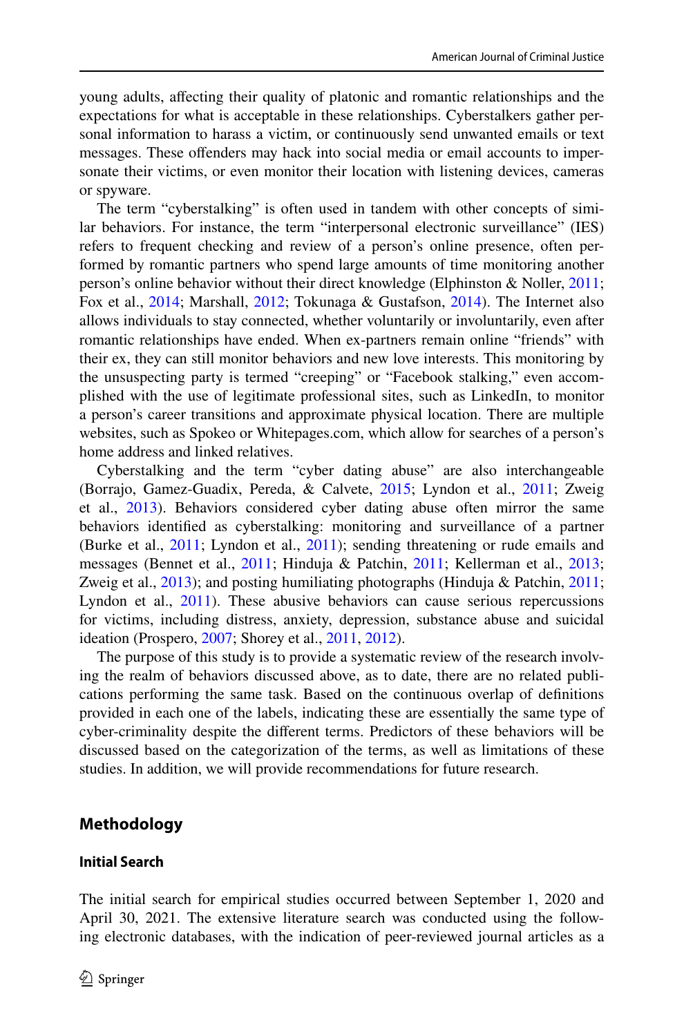young adults, affecting their quality of platonic and romantic relationships and the expectations for what is acceptable in these relationships. Cyberstalkers gather personal information to harass a victim, or continuously send unwanted emails or text messages. These offenders may hack into social media or email accounts to impersonate their victims, or even monitor their location with listening devices, cameras or spyware.

The term "cyberstalking" is often used in tandem with other concepts of similar behaviors. For instance, the term "interpersonal electronic surveillance" (IES) refers to frequent checking and review of a person's online presence, often performed by romantic partners who spend large amounts of time monitoring another person's online behavior without their direct knowledge (Elphinston & Noller, 2011; Fox et al., 2014; Marshall, 2012; Tokunaga & Gustafson, 2014). The Internet also allows individuals to stay connected, whether voluntarily or involuntarily, even after romantic relationships have ended. When ex-partners remain online "friends" with their ex, they can still monitor behaviors and new love interests. This monitoring by the unsuspecting party is termed "creeping" or "Facebook stalking," even accomplished with the use of legitimate professional sites, such as LinkedIn, to monitor a person's career transitions and approximate physical location. There are multiple websites, such as Spokeo or Whitepages.com, which allow for searches of a person's home address and linked relatives.

Cyberstalking and the term "cyber dating abuse" are also interchangeable (Borrajo, Gamez-Guadix, Pereda, & Calvete, 2015; Lyndon et al., 2011; Zweig et al., 2013). Behaviors considered cyber dating abuse often mirror the same behaviors identified as cyberstalking: monitoring and surveillance of a partner (Burke et al., 2011; Lyndon et al., 2011); sending threatening or rude emails and messages (Bennet et al., 2011; Hinduja & Patchin, 2011; Kellerman et al., 2013; Zweig et al., 2013); and posting humiliating photographs (Hinduja & Patchin, 2011; Lyndon et al., 2011). These abusive behaviors can cause serious repercussions for victims, including distress, anxiety, depression, substance abuse and suicidal ideation (Prospero, 2007; Shorey et al., 2011, 2012).

The purpose of this study is to provide a systematic review of the research involving the realm of behaviors discussed above, as to date, there are no related publications performing the same task. Based on the continuous overlap of definitions provided in each one of the labels, indicating these are essentially the same type of cyber-criminality despite the different terms. Predictors of these behaviors will be discussed based on the categorization of the terms, as well as limitations of these studies. In addition, we will provide recommendations for future research.

## Methodology

### Initial Search

The initial search for empirical studies occurred between September 1, 2020 and April 30, 2021. The extensive literature search was conducted using the following electronic databases, with the indication of peer-reviewed journal articles as a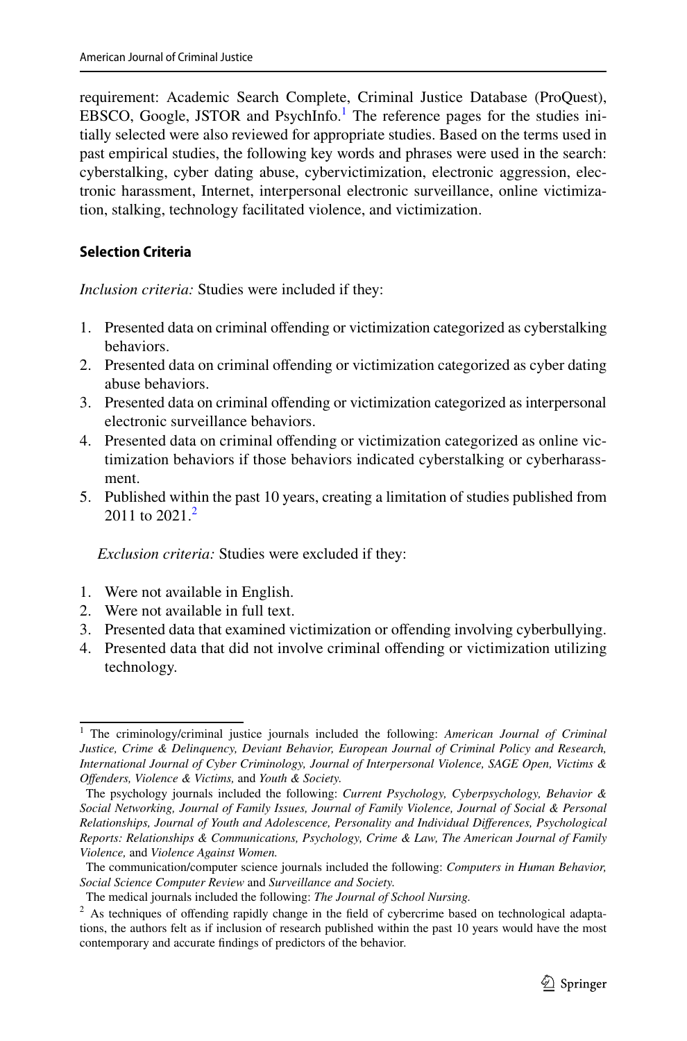requirement: Academic Search Complete, Criminal Justice Database (ProQuest), EBSCO, Google, JSTOR and PsychInfo.[1] The reference pages for the studies initially selected were also reviewed for appropriate studies. Based on the terms used in past empirical studies, the following key words and phrases were used in the search: cyberstalking, cyber dating abuse, cybervictimization, electronic aggression, electronic harassment, Internet, interpersonal electronic surveillance, online victimization, stalking, technology facilitated violence, and victimization.

### Selection Criteria

*Inclusion criteria:* Studies were included if they:

1. Presented data on criminal offending or victimization categorized as cyberstalking behaviors.
2. Presented data on criminal offending or victimization categorized as cyber dating abuse behaviors.
3. Presented data on criminal offending or victimization categorized as interpersonal electronic surveillance behaviors.
4. Presented data on criminal offending or victimization categorized as online victimization behaviors if those behaviors indicated cyberstalking or cyberharassment.
5. Published within the past 10 years, creating a limitation of studies published from 2011 to 2021.[2]

*Exclusion criteria:* Studies were excluded if they:

1. Were not available in English.
2. Were not available in full text.
3. Presented data that examined victimization or offending involving cyberbullying.
4. Presented data that did not involve criminal offending or victimization utilizing technology.

---

[1] The criminology/criminal justice journals included the following: *American Journal of Criminal Justice, Crime & Delinquency, Deviant Behavior, European Journal of Criminal Policy and Research, International Journal of Cyber Criminology, Journal of Interpersonal Violence, SAGE Open, Victims & Offenders, Violence & Victims,* and *Youth & Society.*

The psychology journals included the following: *Current Psychology, Cyberpsychology, Behavior & Social Networking, Journal of Family Issues, Journal of Family Violence, Journal of Social & Personal Relationships, Journal of Youth and Adolescence, Personality and Individual Differences, Psychological Reports: Relationships & Communications, Psychology, Crime & Law, The American Journal of Family Violence,* and *Violence Against Women.*

The communication/computer science journals included the following: *Computers in Human Behavior, Social Science Computer Review* and *Surveillance and Society.*

The medical journals included the following: *The Journal of School Nursing.*

[2] As techniques of offending rapidly change in the field of cybercrime based on technological adaptations, the authors felt as if inclusion of research published within the past 10 years would have the most contemporary and accurate findings of predictors of the behavior.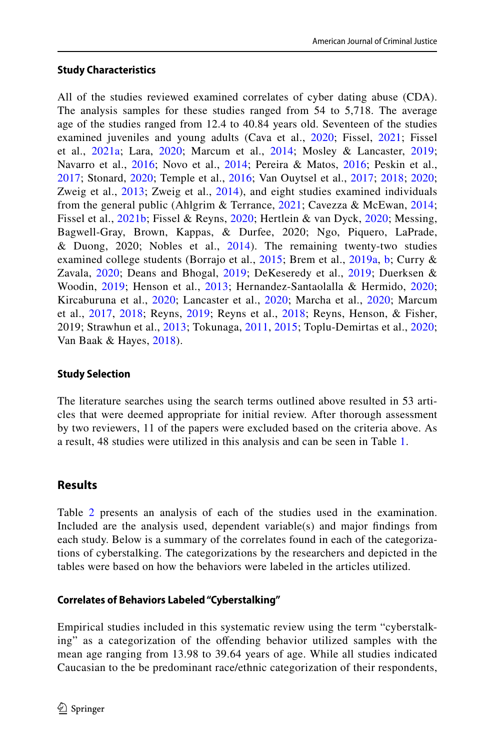### Study Characteristics

All of the studies reviewed examined correlates of cyber dating abuse (CDA). The analysis samples for these studies ranged from 54 to 5,718. The average age of the studies ranged from 12.4 to 40.84 years old. Seventeen of the studies examined juveniles and young adults (Cava et al., 2020; Fissel, 2021; Fissel et al., 2021a; Lara, 2020; Marcum et al., 2014; Mosley & Lancaster, 2019; Navarro et al., 2016; Novo et al., 2014; Pereira & Matos, 2016; Peskin et al., 2017; Stonard, 2020; Temple et al., 2016; Van Ouytsel et al., 2017; 2018; 2020; Zweig et al., 2013; Zweig et al., 2014), and eight studies examined individuals from the general public (Ahlgrim & Terrance, 2021; Cavezza & McEwan, 2014; Fissel et al., 2021b; Fissel & Reyns, 2020; Hertlein & van Dyck, 2020; Messing, Bagwell-Gray, Brown, Kappas, & Durfee, 2020; Ngo, Piquero, LaPrade, & Duong, 2020; Nobles et al., 2014). The remaining twenty-two studies examined college students (Borrajo et al., 2015; Brem et al., 2019a, b; Curry & Zavala, 2020; Deans and Bhogal, 2019; DeKeseredy et al., 2019; Duerksen & Woodin, 2019; Henson et al., 2013; Hernandez-Santaolalla & Hermido, 2020; Kircaburuna et al., 2020; Lancaster et al., 2020; Marcha et al., 2020; Marcum et al., 2017, 2018; Reyns, 2019; Reyns et al., 2018; Reyns, Henson, & Fisher, 2019; Strawhun et al., 2013; Tokunaga, 2011, 2015; Toplu-Demirtas et al., 2020; Van Baak & Hayes, 2018).

### Study Selection

The literature searches using the search terms outlined above resulted in 53 articles that were deemed appropriate for initial review. After thorough assessment by two reviewers, 11 of the papers were excluded based on the criteria above. As a result, 48 studies were utilized in this analysis and can be seen in Table 1.

## Results

Table 2 presents an analysis of each of the studies used in the examination. Included are the analysis used, dependent variable(s) and major findings from each study. Below is a summary of the correlates found in each of the categorizations of cyberstalking. The categorizations by the researchers and depicted in the tables were based on how the behaviors were labeled in the articles utilized.

### Correlates of Behaviors Labeled "Cyberstalking"

Empirical studies included in this systematic review using the term "cyberstalking" as a categorization of the offending behavior utilized samples with the mean age ranging from 13.98 to 39.64 years of age. While all studies indicated Caucasian to the be predominant race/ethnic categorization of their respondents,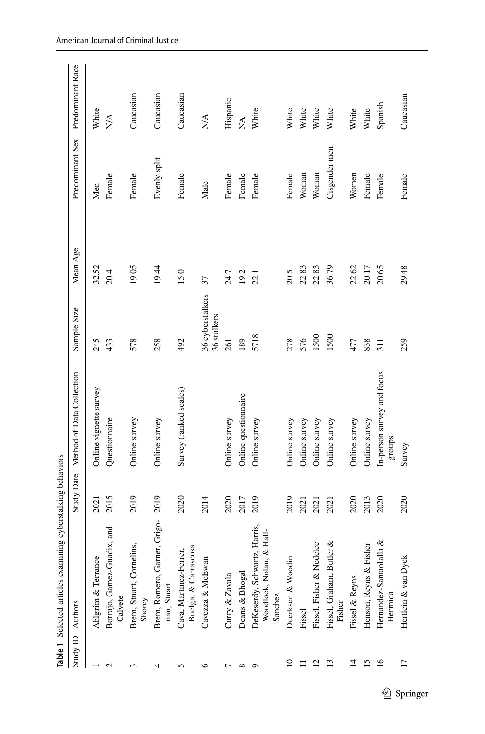**Table 1** Selected articles examining cyberstalking behaviors

| Study ID | Authors | Study Date | Method of Data Collection | Sample Size | Mean Age | Predominant Sex | Predominant Race |
|---|---|---|---|---|---|---|---|
| 1 | Ahlgrim & Terrance | 2021 | Online vignette survey | 245 | 32.52 | Men | White |
| 2 | Borrajo, Gamez-Guadix, and Calvete | 2015 | Questionnaire | 433 | 20.4 | Female | N/A |
| 3 | Brem, Stuart, Cornelius, Shorey | 2019 | Online survey | 578 | 19.05 | Female | Caucasian |
| 4 | Brem, Romero, Garner, Grigorian, Stuart | 2019 | Online survey | 258 | 19.44 | Evenly split | Caucasian |
| 5 | Cava, Martinez-Ferrer, Buelga, & Carrascosa | 2020 | Survey (ranked scales) | 492 | 15.0 | Female | Caucasian |
| 6 | Cavezza & McEwan | 2014 | | 36 cyberstalkers 36 stalkers | 37 | Male | N/A |
| 7 | Curry & Zavala | 2020 | Online survey | 261 | 24.7 | Female | Hispanic |
| 8 | Deans & Bhogal | 2017 | Online questionnaire | 189 | 19.2 | Female | NA |
| 9 | DeKeserdy, Schwartz, Harris, Woodlock, Nolan, & Hall-Sanchez | 2019 | Online survey | 5718 | 22.1 | Female | White |
| 10 | Duerksen & Woodin | 2019 | Online survey | 278 | 20.5 | Female | White |
| 11 | Fissel | 2021 | Online survey | 576 | 22.83 | Woman | White |
| 12 | Fissel, Fisher & Nedelec | 2021 | Online survey | 1500 | 22.83 | Woman | White |
| 13 | Fissel, Graham, Butler & Fisher | 2021 | Online survey | 1500 | 36.79 | Cisgender men | White |
| 14 | Fissel & Reyns | 2020 | Online survey | 477 | 22.62 | Women | White |
| 15 | Henson, Reyns & Fisher | 2013 | Online survey | 838 | 20.17 | Female | White |
| 16 | Hernandez-Santaolalla & Hermida | 2020 | In-person survey and focus groups | 311 | 20.65 | Female | Spanish |
| 17 | Hertlein & van Dyck | 2020 | Survey | 259 | 29.48 | Female | Caucasian |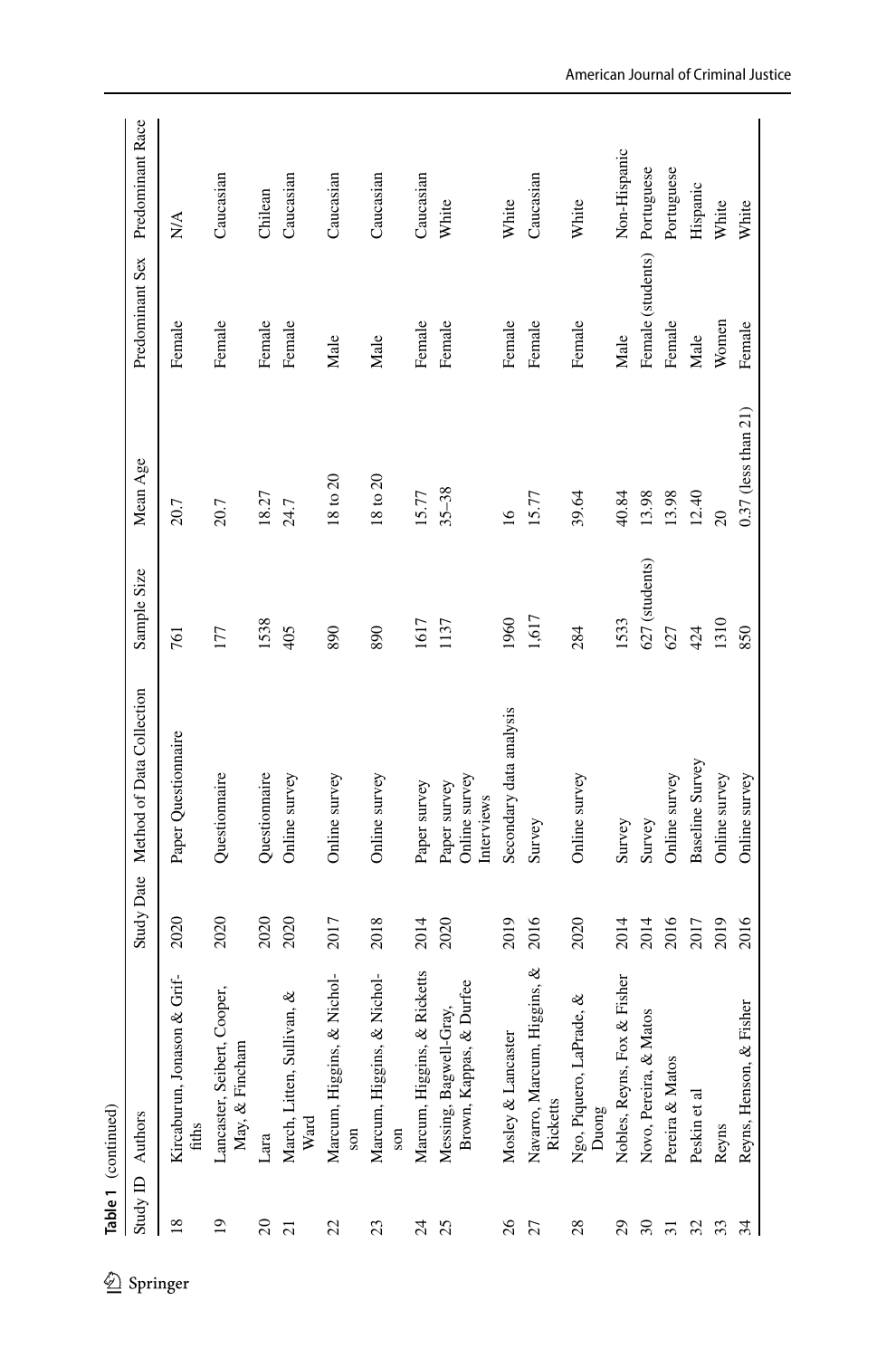**Table 1** (continued)

| Study ID | Authors | Study Date | Method of Data Collection | Sample Size | Mean Age | Predominant Sex | Predominant Race |
|---|---|---|---|---|---|---|---|
| 18 | Kircaburun, Jonason & Griffiths | 2020 | Paper Questionnaire | 761 | 20.7 | Female | N/A |
| 19 | Lancaster, Seibert, Cooper, May, & Fincham | 2020 | Questionnaire | 177 | 20.7 | Female | Caucasian |
| 20 | Lara | 2020 | Questionnaire | 1538 | 18.27 | Female | Chilean |
| 21 | March, Litten, Sullivan, & Ward | 2020 | Online survey | 405 | 24.7 | Female | Caucasian |
| 22 | Marcum, Higgins, & Nicholson | 2017 | Online survey | 890 | 18 to 20 | Male | Caucasian |
| 23 | Marcum, Higgins, & Nicholson | 2018 | Online survey | 890 | 18 to 20 | Male | Caucasian |
| 24 | Marcum, Higgins, & Ricketts | 2014 | Paper survey | 1617 | 15.77 | Female | Caucasian |
| 25 | Messing, Bagwell-Gray, Brown, Kappas, & Durfee | 2020 | Paper survey<br>Online survey<br>Interviews | 1137 | 35–38 | Female | White |
| 26 | Mosley & Lancaster | 2019 | Secondary data analysis | 1960 | 16 | Female | White |
| 27 | Navarro, Marcum, Higgins, & Ricketts | 2016 | Survey | 1,617 | 15.77 | Female | Caucasian |
| 28 | Ngo, Piquero, LaPrade, & Duong | 2020 | Online survey | 284 | 39.64 | Female | White |
| 29 | Nobles, Reyns, Fox & Fisher | 2014 | Survey | 1533 | 40.84 | Male | Non-Hispanic |
| 30 | Novo, Pereira, & Matos | 2014 | Survey | 627 (students) | 13.98 | Female (students) | Portuguese |
| 31 | Pereira & Matos | 2016 | Online survey | 627 | 13.98 | Female | Portuguese |
| 32 | Peskin et al | 2017 | Baseline Survey | 424 | 12.40 | Male | Hispanic |
| 33 | Reyns | 2019 | Online survey | 1310 | 20 | Women | White |
| 34 | Reyns, Henson, & Fisher | 2016 | Online survey | 850 | 0.37 (less than 21) | Female | White |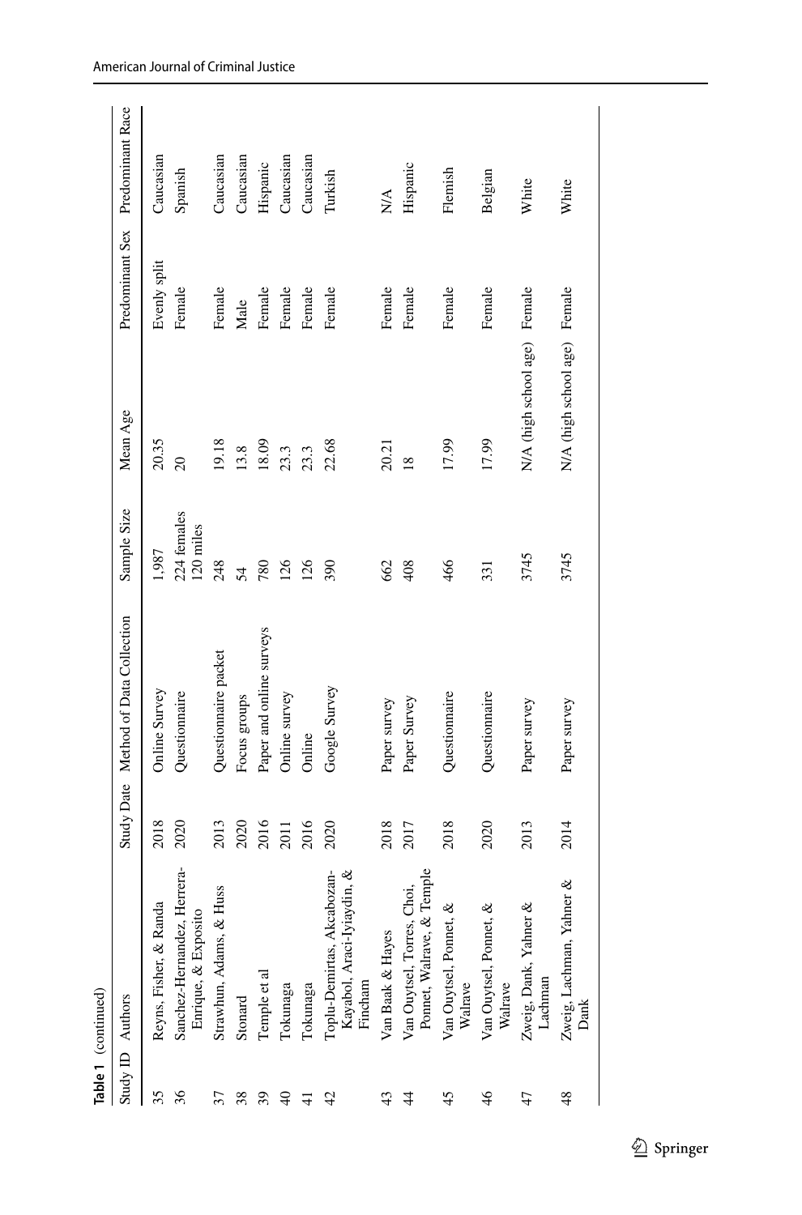**Table 1** (continued)

| Study ID | Authors | Study Date | Method of Data Collection | Sample Size | Mean Age | Predominant Sex | Predominant Race |
|---|---|---|---|---|---|---|---|
| 35 | Reyns, Fisher, & Randa | 2018 | Online Survey | 1,987 | 20.35 | Evenly split | Caucasian |
| 36 | Sanchez-Hernandez, Herrera-Enrique, & Exposito | 2020 | Questionnaire | 224 females 120 miles | 20 | Female | Spanish |
| 37 | Strawhun, Adams, & Huss | 2013 | Questionnaire packet | 248 | 19.18 | Female | Caucasian |
| 38 | Stonard | 2020 | Focus groups | 54 | 13.8 | Male | Caucasian |
| 39 | Temple et al | 2016 | Paper and online surveys | 780 | 18.09 | Female | Hispanic |
| 40 | Tokunaga | 2011 | Online survey | 126 | 23.3 | Female | Caucasian |
| 41 | Tokunaga | 2016 | Online | 126 | 23.3 | Female | Caucasian |
| 42 | Toplu-Demirtas, Akcabozan-Kayabol, Araci-Iyiaydin, & Fincham | 2020 | Google Survey | 390 | 22.68 | Female | Turkish |
| 43 | Van Baak & Hayes | 2018 | Paper survey | 662 | 20.21 | Female | N/A |
| 44 | Van Ouytsel, Torres, Choi, Ponnet, Walrave, & Temple | 2017 | Paper Survey | 408 | 18 | Female | Hispanic |
| 45 | Van Ouytsel, Ponnet, & Walrave | 2018 | Questionnaire | 466 | 17.99 | Female | Flemish |
| 46 | Van Ouytsel, Ponnet, & Walrave | 2020 | Questionnaire | 331 | 17.99 | Female | Belgian |
| 47 | Zweig, Dank, Yahner & Lachman | 2013 | Paper survey | 3745 | N/A (high school age) | Female | White |
| 48 | Zweig, Lachman, Yahner & Dank | 2014 | Paper survey | 3745 | N/A (high school age) | Female | White |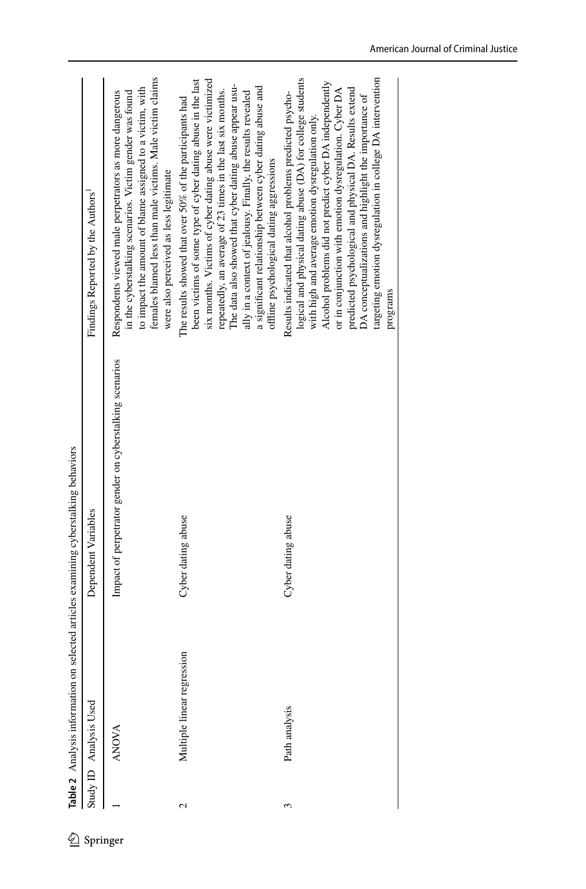**Table 2** Analysis information on selected articles examining cyberstalking behaviors

| Study ID | Analysis Used | Dependent Variables | Findings Reported by the Authors[1] |
|---|---|---|---|
| 1 | ANOVA | Impact of perpetrator gender on cyberstalking scenarios | Respondents viewed male perpetrators as more dangerous in the cyberstalking scenarios. Victim gender was found to impact the amount of blame assigned to a victim, with females blamed less than male victims. Male victim claims were also perceived as less legitimate |
| 2 | Multiple linear regression | Cyber dating abuse | The results showed that over 50% of the participants had been victims of some type of cyber dating abuse in the last six months. Victims of cyber dating abuse were victimized repeatedly, an average of 23 times in the last six months. The data also showed that cyber dating abuse appear usually in a context of jealousy. Finally, the results revealed a significant relationship between cyber dating abuse and offline psychological dating aggressions |
| 3 | Path analysis | Cyber dating abuse | Results indicated that alcohol problems predicted psychological and physical dating abuse (DA) for college students with high and average emotion dysregulation only. Alcohol problems did not predict cyber DA independently or in conjunction with emotion dysregulation. Cyber DA predicted psychological and physical DA. Results extend DA conceptualizations and highlight the importance of targeting emotion dysregulation in college DA intervention programs |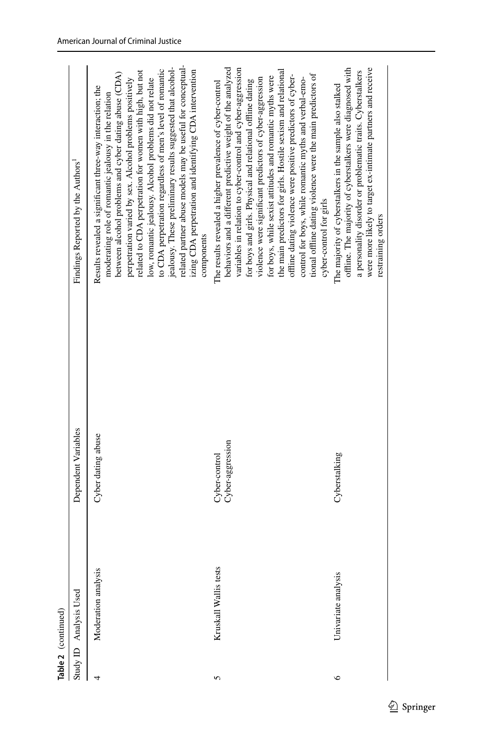**Table 2** (continued)

| Study ID | Analysis Used | Dependent Variables | Findings Reported by the Authors[1] |
|---|---|---|---|
| 4 | Moderation analysis | Cyber dating abuse | Results revealed a significant three-way interaction; the moderating role of romantic jealousy in the relation between alcohol problems and cyber dating abuse (CDA) perpetration varied by sex. Alcohol problems positively related to CDA perpetration for women with high, but not low, romantic jealousy. Alcohol problems did not relate to CDA perpetration regardless of men's level of romantic jealousy. These preliminary results suggested that alcohol-related partner abuse models may be useful for conceptualizing CDA perpetration and identifying CDA intervention components |
| 5 | Kruskall Wallis tests | Cyber-control<br>Cyber-aggression | The results revealed a higher prevalence of cyber-control behaviors and a different predictive weight of the analyzed variables in relation to cyber-control and cyber-aggression for boys and girls. Physical and relational offline dating violence were significant predictors of cyber-aggression for boys, while sexist attitudes and romantic myths were the main predictors for girls. Hostile sexism and relational offline dating violence were positive predictors of cyber-control for boys, while romantic myths and verbal-emotional offline dating violence were the main predictors of cyber-control for girls |
| 6 | Univariate analysis | Cyberstalking | The majority of cyberstalkers in the sample also stalked offline. The majority of cyberstalkers were diagnosed with a personality disorder or problematic traits. Cyberstalkers were more likely to target ex-intimate partners and receive restraining orders |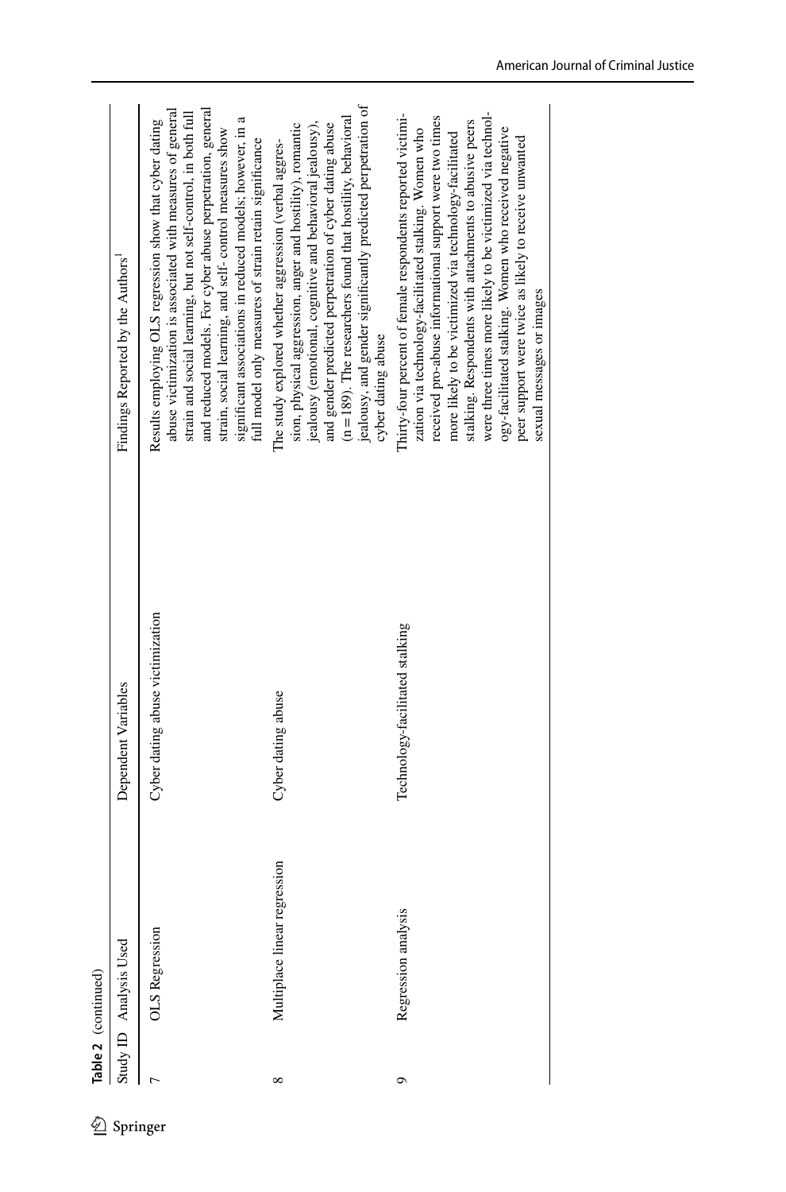**Table 2** (continued)

| Study ID | Analysis Used | Dependent Variables | Findings Reported by the Authors[1] |
|---|---|---|---|
| 7 | OLS Regression | Cyber dating abuse victimization | Results employing OLS regression show that cyber dating abuse victimization is associated with measures of general strain and social learning, but not self-control, in both full and reduced models. For cyber abuse perpetration, general strain, social learning, and self- control measures show significant associations in reduced models; however, in a full model only measures of strain retain significance |
| 8 | Multiplace linear regression | Cyber dating abuse | The study explored whether aggression (verbal aggression, physical aggression, anger and hostility), romantic jealousy (emotional, cognitive and behavioral jealousy), and gender predicted perpetration of cyber dating abuse (n = 189). The researchers found that hostility, behavioral jealousy, and gender significantly predicted perpetration of cyber dating abuse |
| 9 | Regression analysis | Technology-facilitated stalking | Thirty-four percent of female respondents reported victimization via technology-facilitated stalking. Women who received pro-abuse informational support were two times more likely to be victimized via technology-facilitated stalking. Respondents with attachments to abusive peers were three times more likely to be victimized via technology-facilitated stalking. Women who received negative peer support were twice as likely to receive unwanted sexual messages or images |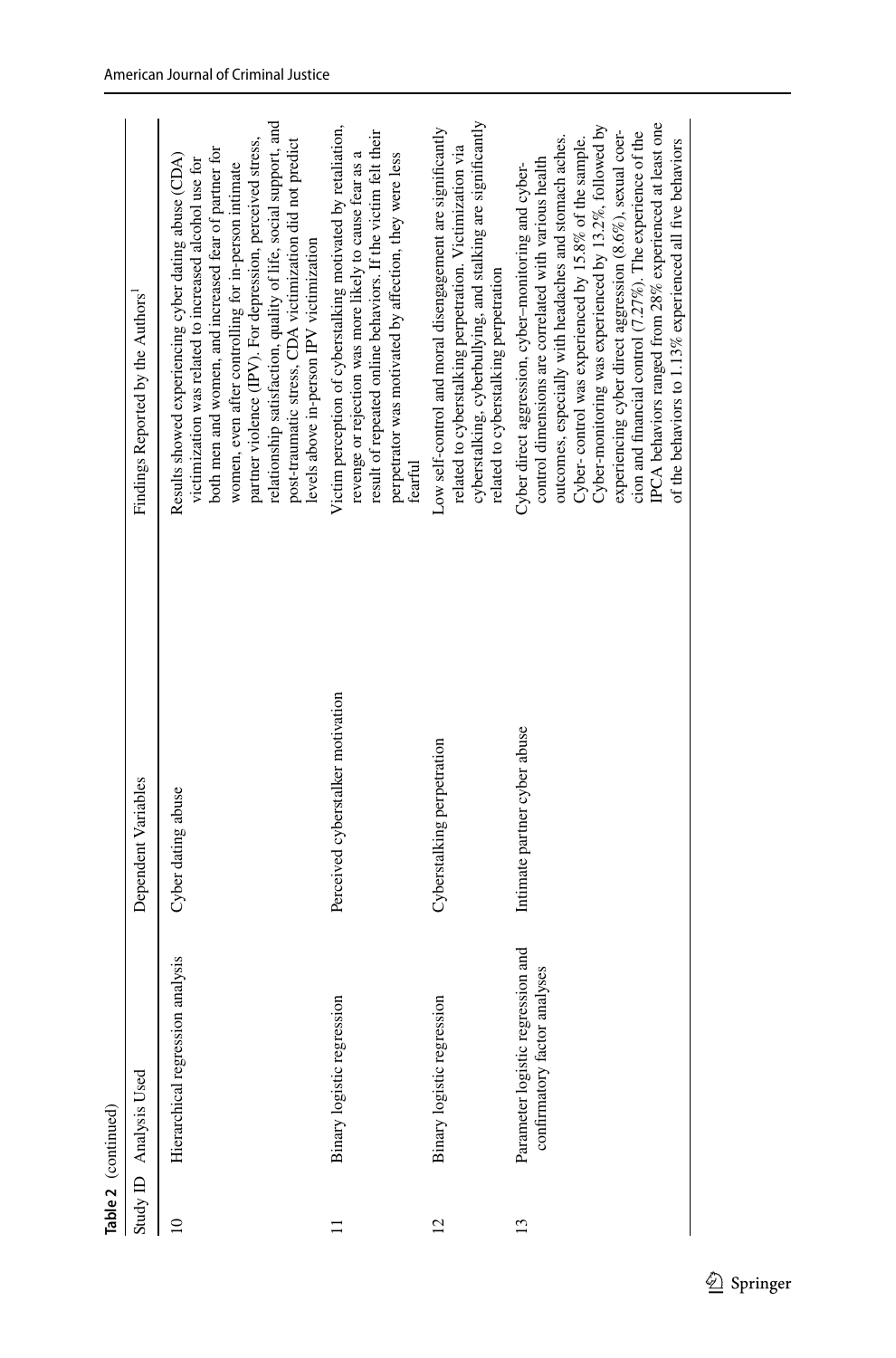**Table 2** (continued)

| Study ID | Analysis Used | Dependent Variables | Findings Reported by the Authors[1] |
|---|---|---|---|
| 10 | Hierarchical regression analysis | Cyber dating abuse | Results showed experiencing cyber dating abuse (CDA) victimization was related to increased alcohol use for both men and women, and increased fear of partner for women, even after controlling for in-person intimate partner violence (IPV). For depression, perceived stress, relationship satisfaction, quality of life, social support, and post-traumatic stress, CDA victimization did not predict levels above in-person IPV victimization |
| 11 | Binary logistic regression | Perceived cyberstalker motivation | Victim perception of cyberstalking motivated by retaliation, revenge or rejection was more likely to cause fear as a result of repeated online behaviors. If the victim felt their perpetrator was motivated by affection, they were less fearful |
| 12 | Binary logistic regression | Cyberstalking perpetration | Low self-control and moral disengagement are significantly related to cyberstalking perpetration. Victimization via cyberstalking, cyberbullying, and stalking are significantly related to cyberstalking perpetration |
| 13 | Parameter logistic regression and confirmatory factor analyses | Intimate partner cyber abuse | Cyber direct aggression, cyber-monitoring and cyber-control dimensions are correlated with various health outcomes, especially with headaches and stomach aches. Cyber- control was experienced by 15.8% of the sample. Cyber-monitoring was experienced by 13.2%, followed by experiencing cyber direct aggression (8.6%), sexual coercion and financial control (7.27%). The experience of the IPCA behaviors ranged from 28% experienced at least one of the behaviors to 1.13% experienced all five behaviors |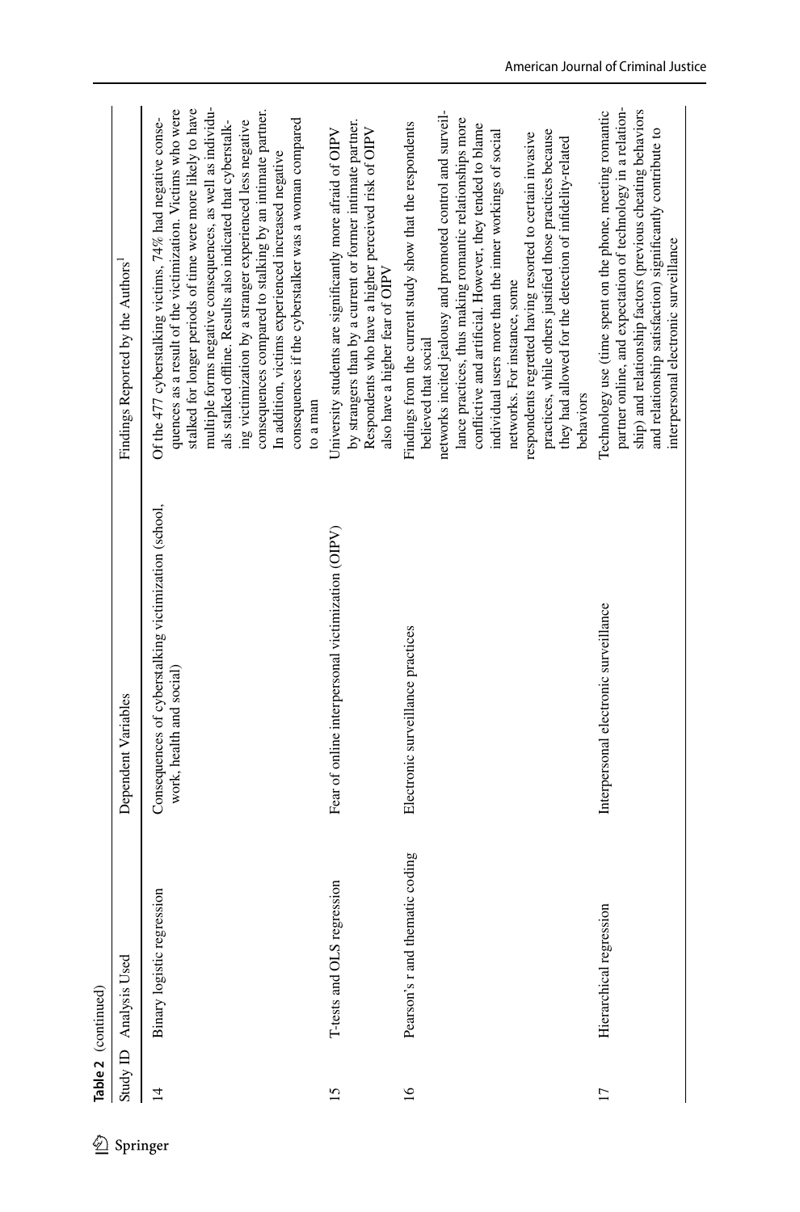**Table 2** (continued)

| Study ID | Analysis Used | Dependent Variables | Findings Reported by the Authors[1] |
|---|---|---|---|
| 14 | Binary logistic regression | Consequences of cyberstalking victimization (school, work, health and social) | Of the 477 cyberstalking victims, 74% had negative consequences as a result of the victimization. Victims who were stalked for longer periods of time were more likely to have multiple forms negative consequences, as well as individuals stalked offline. Results also indicated that cyberstalking victimization by a stranger experienced less negative consequences compared to stalking by an intimate partner. In addition, victims experienced increased negative consequences if the cyberstalker was a woman compared to a man |
| 15 | T-tests and OLS regression | Fear of online interpersonal victimization (OIPV) | University students are significantly more afraid of OIPV by strangers than by a current or former intimate partner. Respondents who have a higher perceived risk of OIPV also have a higher fear of OIPV |
| 16 | Pearson's r and thematic coding | Electronic surveillance practices | Findings from the current study show that the respondents believed that social networks incited jealousy and promoted control and surveillance practices, thus making romantic relationships more conflictive and artificial. However, they tended to blame individual users more than the inner workings of social networks. For instance, some respondents regretted having resorted to certain invasive practices, while others justified those practices because they had allowed for the detection of infidelity-related behaviors |
| 17 | Hierarchical regression | Interpersonal electronic surveillance | Technology use (time spent on the phone, meeting romantic partner online, and expectation of technology in a relationship) and relationship factors (previous cheating behaviors and relationship satisfaction) significantly contribute to interpersonal electronic surveillance |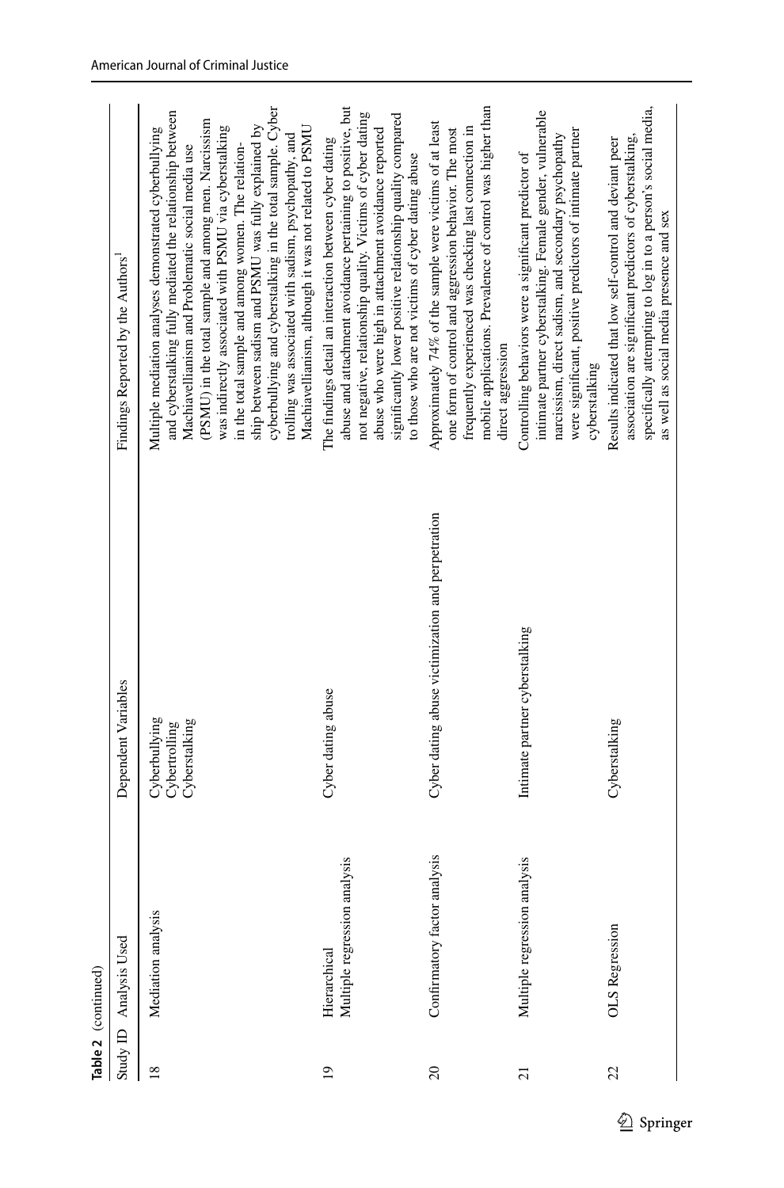**Table 2** (continued)

| Study ID | Analysis Used | Dependent Variables | Findings Reported by the Authors[1] |
|---|---|---|---|
| 18 | Mediation analysis | Cyberbullying Cybertrolling Cyberstalking | Multiple mediation analyses demonstrated cyberbullying and cyberstalking fully mediated the relationship between Machiavellianism and Problematic social media use (PSMU) in the total sample and among men. Narcissism was indirectly associated with PSMU via cyberstalking in the total sample and among women. The relationship between sadism and PSMU was fully explained by cyberbullying and cyberstalking in the total sample. Cyber trolling was associated with sadism, psychopathy, and Machiavellianism, although it was not related to PSMU |
| 19 | Hierarchical Multiple regression analysis | Cyber dating abuse | The findings detail an interaction between cyber dating abuse and attachment avoidance pertaining to positive, but not negative, relationship quality. Victims of cyber dating abuse who were high in attachment avoidance reported significantly lower positive relationship quality compared to those who are not victims of cyber dating abuse |
| 20 | Confirmatory factor analysis | Cyber dating abuse victimization and perpetration | Approximately 74% of the sample were victims of at least one form of control and aggression behavior. The most frequently experienced was checking last connection in mobile applications. Prevalence of control was higher than direct aggression |
| 21 | Multiple regression analysis | Intimate partner cyberstalking | Controlling behaviors were a significant predictor of intimate partner cyberstalking. Female gender, vulnerable narcissism, direct sadism, and secondary psychopathy were significant, positive predictors of intimate partner cyberstalking |
| 22 | OLS Regression | Cyberstalking | Results indicated that low self-control and deviant peer association are significant predictors of cyberstalking, specifically attempting to log in to a person's social media, as well as social media presence and sex |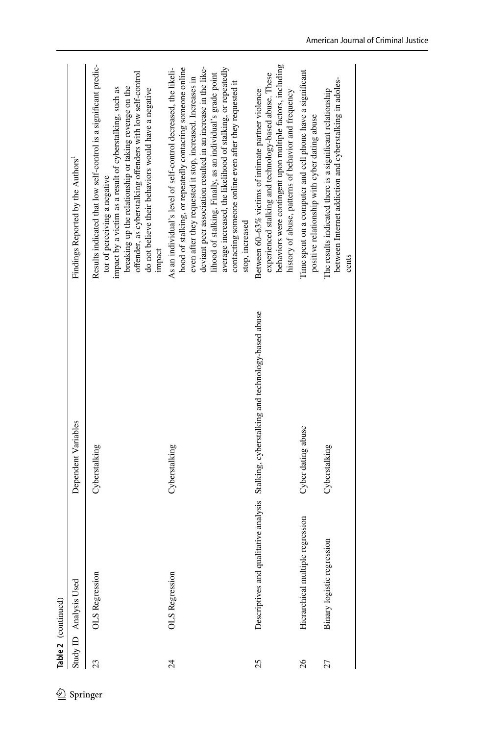**Table 2** (continued)

| Study ID | Analysis Used | Dependent Variables | Findings Reported by the Authors[1] |
|---|---|---|---|
| 23 | OLS Regression | Cyberstalking | Results indicated that low self-control is a significant predictor of perceiving a negative impact by a victim as a result of cyberstalking, such as breaking up the relationship or taking revenge on the offender, as cyberstalking offenders with low self-control do not believe their behaviors would have a negative impact |
| 24 | OLS Regression | Cyberstalking | As an individual's level of self-control decreased, the likelihood of stalking, or repeatedly contacting someone online even after they requested it stop, increased. Increases in deviant peer association resulted in an increase in the likelihood of stalking. Finally, as an individual's grade point average increased, the likelihood of stalking, or repeatedly contacting someone online even after they requested it stop, increased |
| 25 | Descriptives and qualitative analysis | Stalking, cyberstalking and technology-based abuse | Between 60–63% victims of intimate partner violence experienced stalking and technology-based abuse. These behaviors were contingent upon multiple factors, including history of abuse, patterns of behavior and frequency |
| 26 | Hierarchical multiple regression | Cyber dating abuse | Time spent on a computer and cell phone have a significant positive relationship with cyber dating abuse |
| 27 | Binary logistic regression | Cyberstalking | The results indicated there is a significant relationship between Internet addiction and cyberstalking in adolescents |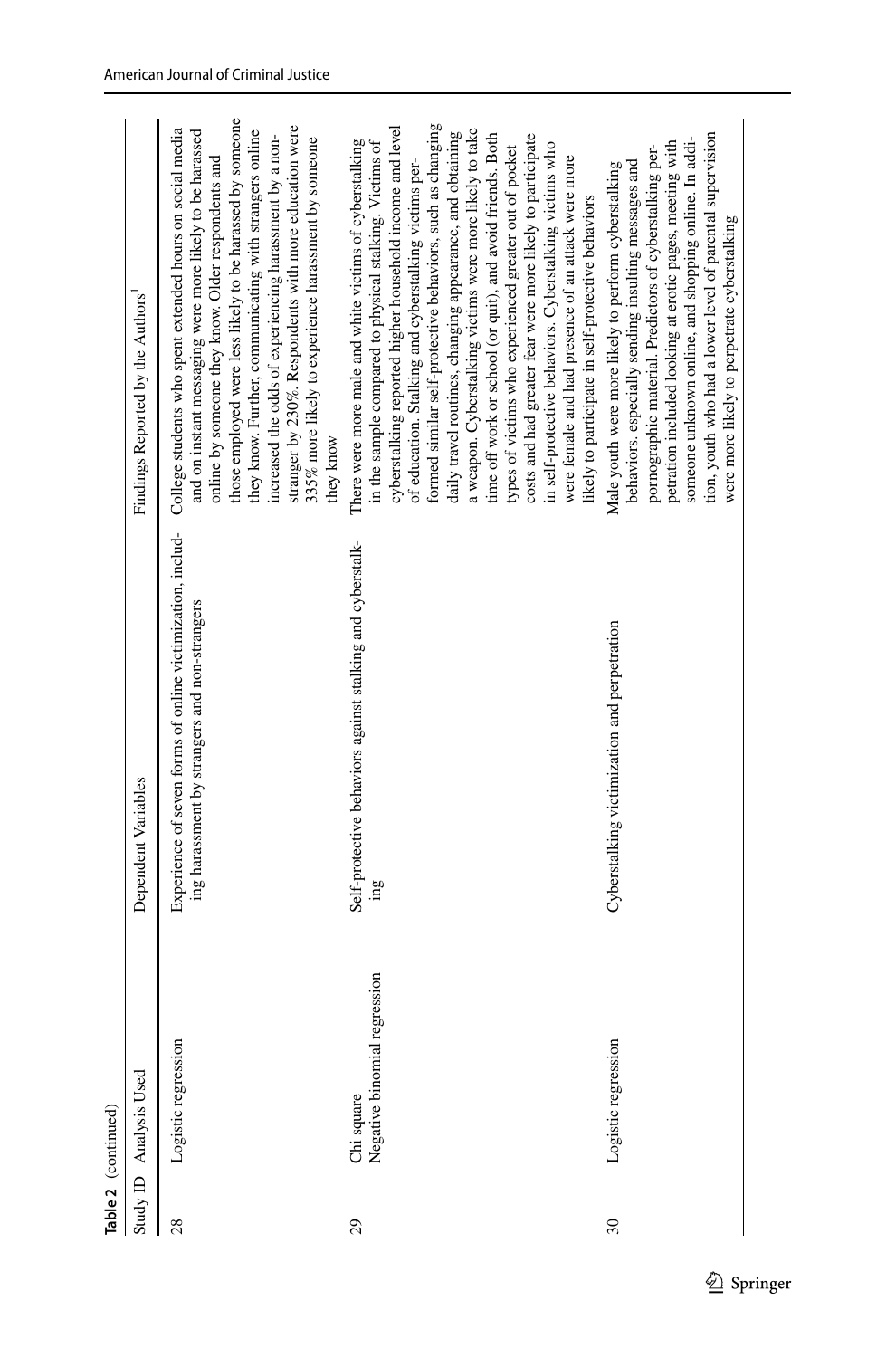**Table 2** (continued)

| Study ID | Analysis Used | Dependent Variables | Findings Reported by the Authors[1] |
|---|---|---|---|
| 28 | Logistic regression | Experience of seven forms of online victimization, including harassment by strangers and non-strangers | College students who spent extended hours on social media and on instant messaging were more likely to be harassed online by someone they know. Older respondents and those employed were less likely to be harassed by someone they know. Further, communicating with strangers online increased the odds of experiencing harassment by a non-stranger by 230%. Respondents with more education were 335% more likely to experience harassment by someone they know |
| 29 | Chi square<br>Negative binomial regression | Self-protective behaviors against stalking and cyberstalking | There were more male and white victims of cyberstalking in the sample compared to physical stalking. Victims of cyberstalking reported higher household income and level of education. Stalking and cyberstalking victims performed similar self-protective behaviors, such as changing daily travel routines, changing appearance, and obtaining a weapon. Cyberstalking victims were more likely to take time off work or school (or quit), and avoid friends. Both types of victims who experienced greater out of pocket costs and had greater fear were more likely to participate in self-protective behaviors. Cyberstalking victims who were female and had presence of an attack were more likely to participate in self-protective behaviors |
| 30 | Logistic regression | Cyberstalking victimization and perpetration | Male youth were more likely to perform cyberstalking behaviors. especially sending insulting messages and pornographic material. Predictors of cyberstalking perpetration included looking at erotic pages, meeting with someone unknown online, and shopping online. In addition, youth who had a lower level of parental supervision were more likely to perpetrate cyberstalking |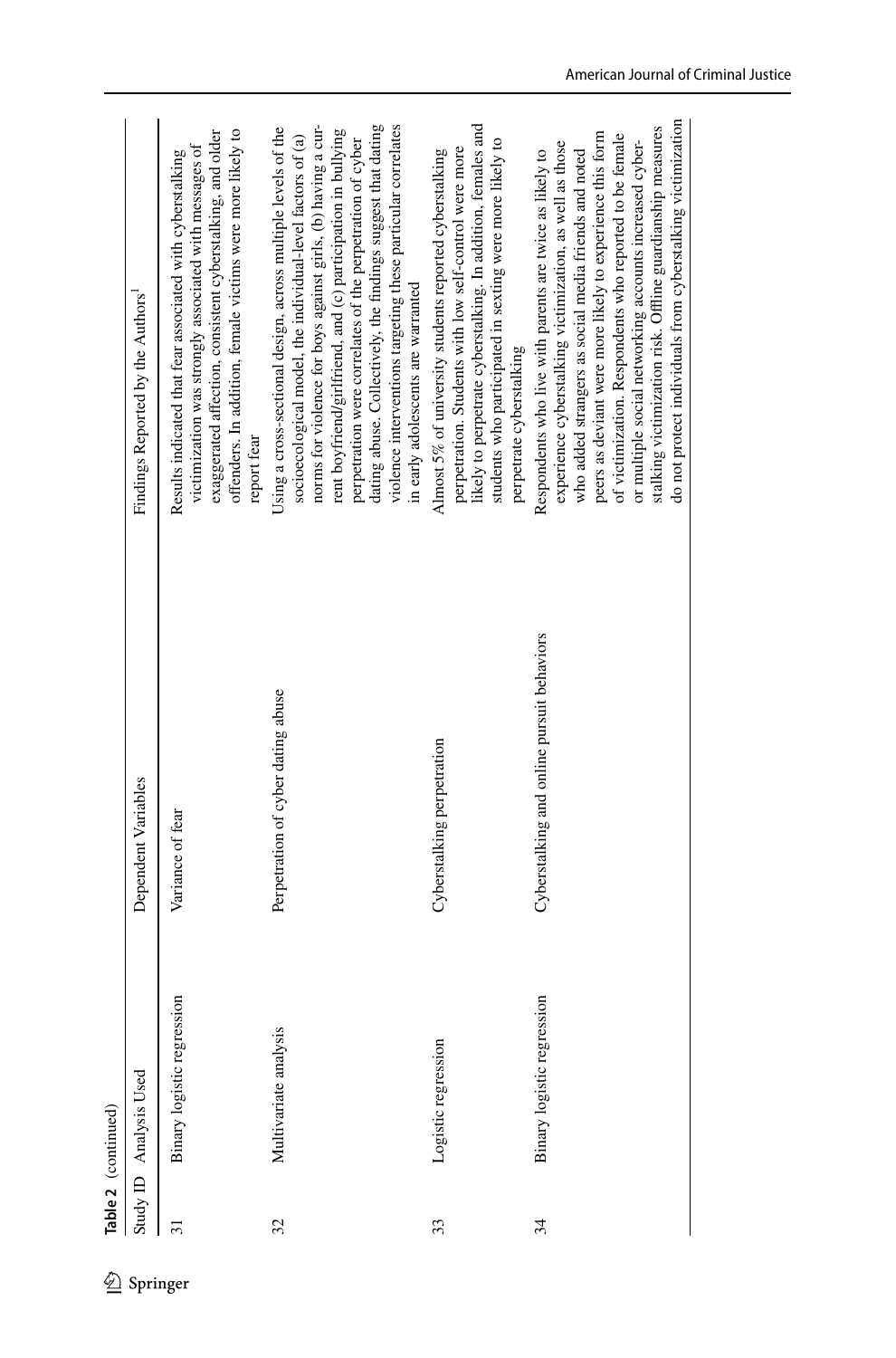**Table 2** (continued)

| Study ID | Analysis Used | Dependent Variables | Findings Reported by the Authors[1] |
|---|---|---|---|
| 31 | Binary logistic regression | Variance of fear | Results indicated that fear associated with cyberstalking victimization was strongly associated with messages of exaggerated affection, consistent cyberstalking, and older offenders. In addition, female victims were more likely to report fear |
| 32 | Multivariate analysis | Perpetration of cyber dating abuse | Using a cross-sectional design, across multiple levels of the socioecological model, the individual-level factors of (a) norms for violence for boys against girls, (b) having a current boyfriend/girlfriend, and (c) participation in bullying perpetration were correlates of the perpetration of cyber dating abuse. Collectively, the findings suggest that dating violence interventions targeting these particular correlates in early adolescents are warranted |
| 33 | Logistic regression | Cyberstalking perpetration | Almost 5% of university students reported cyberstalking perpetration. Students with low self-control were more likely to perpetrate cyberstalking. In addition, females and students who participated in sexting were more likely to perpetrate cyberstalking |
| 34 | Binary logistic regression | Cyberstalking and online pursuit behaviors | Respondents who live with parents are twice as likely to experience cyberstalking victimization, as well as those who added strangers as social media friends and noted peers as deviant were more likely to experience this form of victimization. Respondents who reported to be female or multiple social networking accounts increased cyberstalking victimization risk. Offline guardianship measures do not protect individuals from cyberstalking victimization |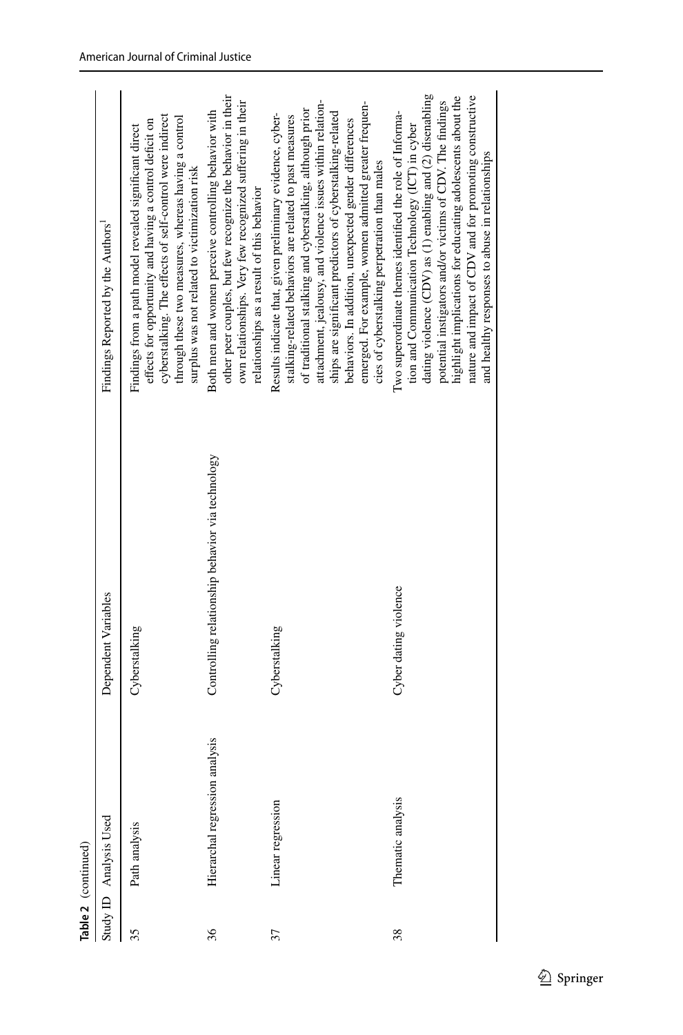**Table 2** (continued)

| Study ID | Analysis Used | Dependent Variables | Findings Reported by the Authors[1] |
|---|---|---|---|
| 35 | Path analysis | Cyberstalking | Findings from a path model revealed significant direct effects for opportunity and having a control deficit on cyberstalking. The effects of self-control were indirect through these two measures, whereas having a control surplus was not related to victimization risk |
| 36 | Hierarchal regression analysis | Controlling relationship behavior via technology | Both men and women perceive controlling behavior with other peer couples, but few recognize the behavior in their own relationships. Very few recognized suffering in their relationships as a result of this behavior |
| 37 | Linear regression | Cyberstalking | Results indicate that, given preliminary evidence, cyberstalking-related behaviors are related to past measures of traditional stalking and cyberstalking, although prior attachment, jealousy, and violence issues within relationships are significant predictors of cyberstalking-related behaviors. In addition, unexpected gender differences emerged. For example, women admitted greater frequencies of cyberstalking perpetration than males |
| 38 | Thematic analysis | Cyber dating violence | Two superordinate themes identified the role of Information and Communication Technology (ICT) in cyber dating violence (CDV) as (1) enabling and (2) disenabling potential instigators and/or victims of CDV. The findings highlight implications for educating adolescents about the nature and impact of CDV and for promoting constructive and healthy responses to abuse in relationships |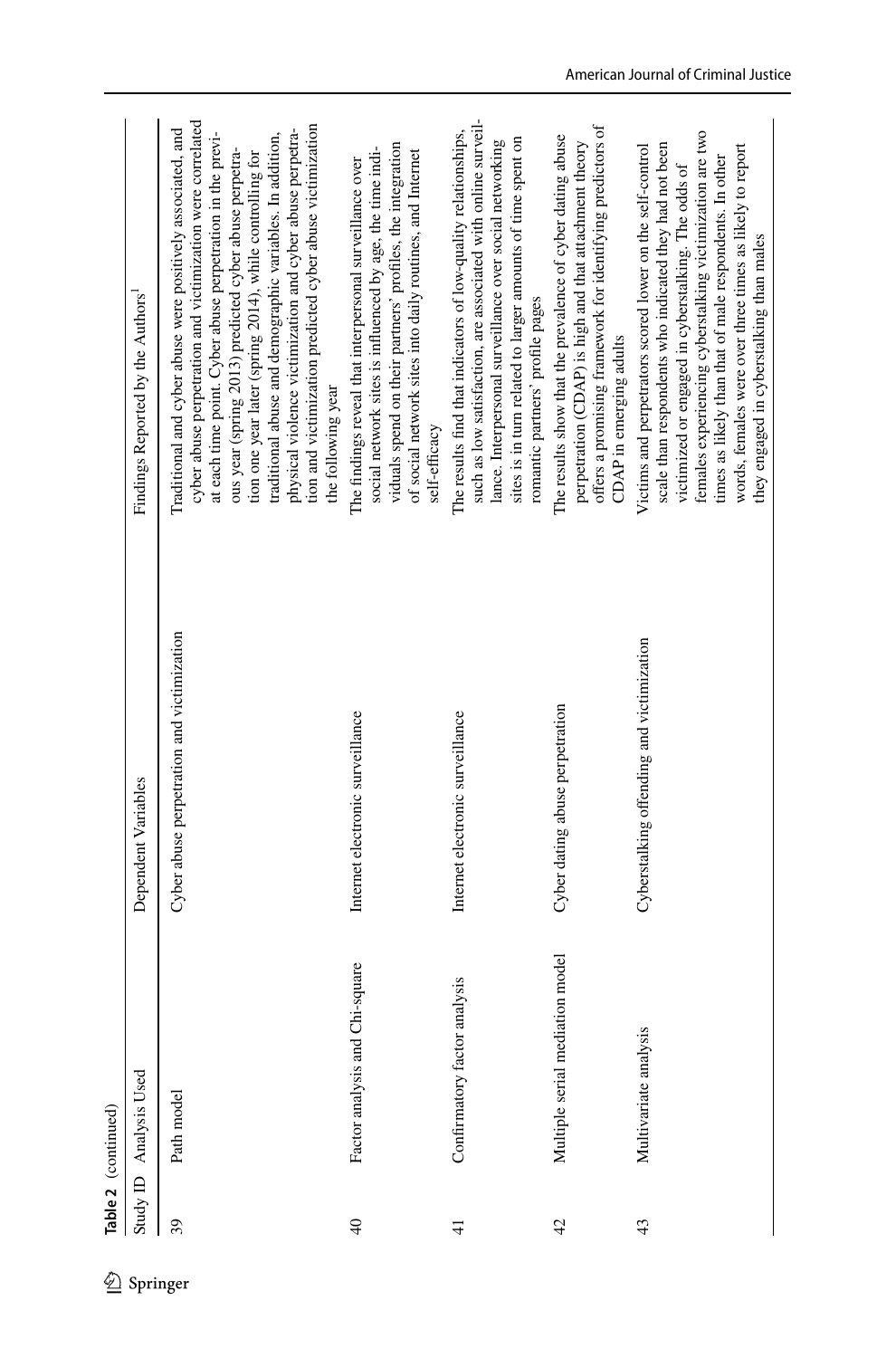**Table 2** (continued)

| Study ID | Analysis Used | Dependent Variables | Findings Reported by the Authors[1] |
|---|---|---|---|
| 39 | Path model | Cyber abuse perpetration and victimization | Traditional and cyber abuse were positively associated, and cyber abuse perpetration and victimization were correlated at each time point. Cyber abuse perpetration in the previous year (spring 2013) predicted cyber abuse perpetration one year later (spring 2014), while controlling for traditional abuse and demographic variables. In addition, physical violence victimization and cyber abuse perpetration and victimization predicted cyber abuse victimization the following year |
| 40 | Factor analysis and Chi-square | Internet electronic surveillance | The findings reveal that interpersonal surveillance over social network sites is influenced by age, the time individuals spend on their partners' profiles, the integration of social network sites into daily routines, and Internet self-efficacy |
| 41 | Confirmatory factor analysis | Internet electronic surveillance | The results find that indicators of low-quality relationships, such as low satisfaction, are associated with online surveillance. Interpersonal surveillance over social networking sites is in turn related to larger amounts of time spent on romantic partners' profile pages |
| 42 | Multiple serial mediation model | Cyber dating abuse perpetration | The results show that the prevalence of cyber dating abuse perpetration (CDAP) is high and that attachment theory offers a promising framework for identifying predictors of CDAP in emerging adults |
| 43 | Multivariate analysis | Cyberstalking offending and victimization | Victims and perpetrators scored lower on the self-control scale than respondents who indicated they had not been victimized or engaged in cyberstalking. The odds of females experiencing cyberstalking victimization are two times as likely than that of male respondents. In other words, females were over three times as likely to report they engaged in cyberstalking than males |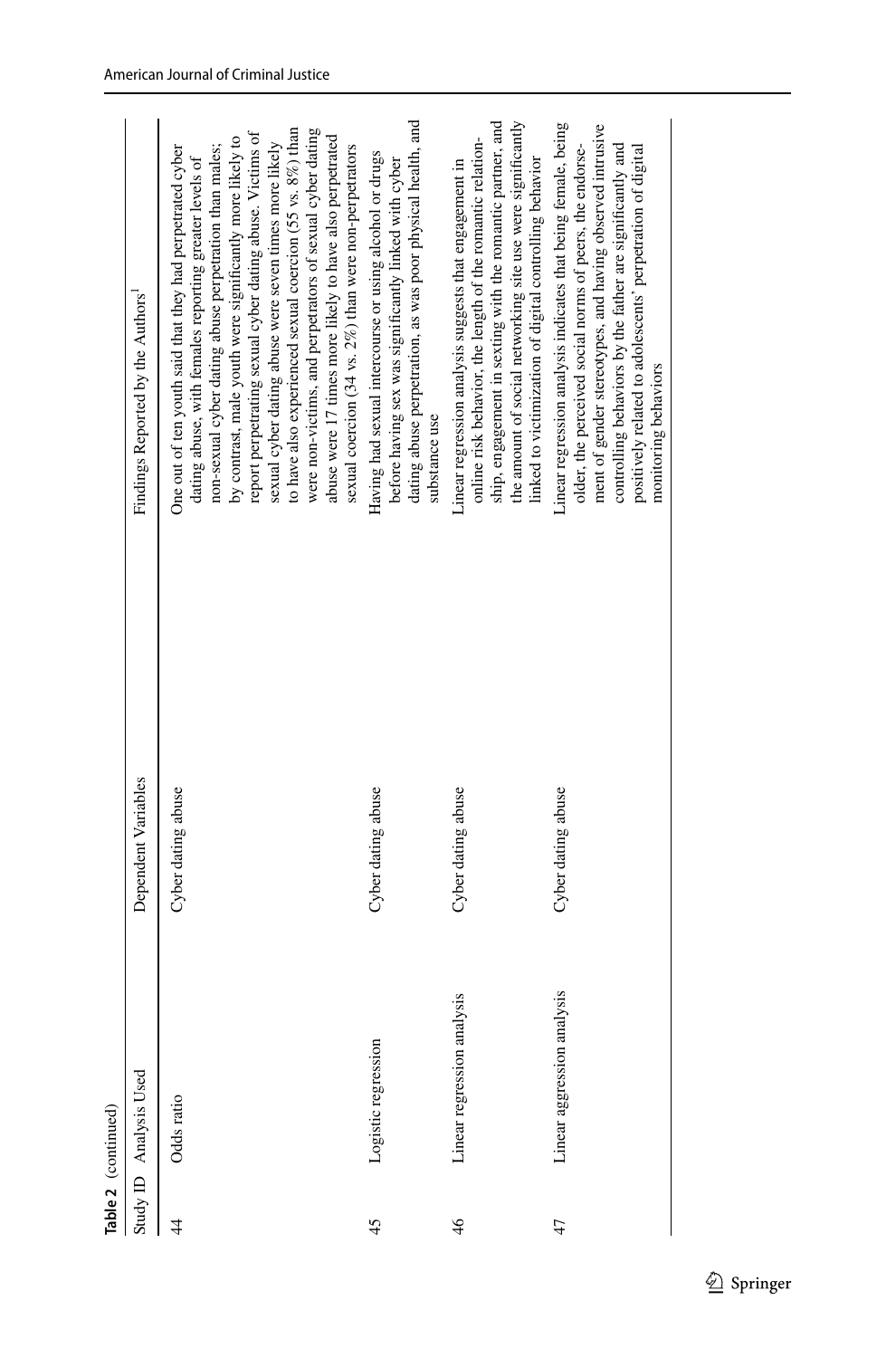**Table 2** (continued)

| Study ID | Analysis Used | Dependent Variables | Findings Reported by the Authors[1] |
|---|---|---|---|
| 44 | Odds ratio | Cyber dating abuse | One out of ten youth said that they had perpetrated cyber dating abuse, with females reporting greater levels of non-sexual cyber dating abuse perpetration than males; by contrast, male youth were significantly more likely to report perpetrating sexual cyber dating abuse. Victims of sexual cyber dating abuse were seven times more likely to have also experienced sexual coercion (55 vs. 8%) than were non-victims, and perpetrators of sexual cyber dating abuse were 17 times more likely to have also perpetrated sexual coercion (34 vs. 2%) than were non-perpetrators |
| 45 | Logistic regression | Cyber dating abuse | Having had sexual intercourse or using alcohol or drugs before having sex was significantly linked with cyber dating abuse perpetration, as was poor physical health, and substance use |
| 46 | Linear regression analysis | Cyber dating abuse | Linear regression analysis suggests that engagement in online risk behavior, the length of the romantic relationship, engagement in sexting with the romantic partner, and the amount of social networking site use were significantly linked to victimization of digital controlling behavior |
| 47 | Linear aggression analysis | Cyber dating abuse | Linear regression analysis indicates that being female, being older, the perceived social norms of peers, the endorsement of gender stereotypes, and having observed intrusive controlling behaviors by the father are significantly and positively related to adolescents' perpetration of digital monitoring behaviors |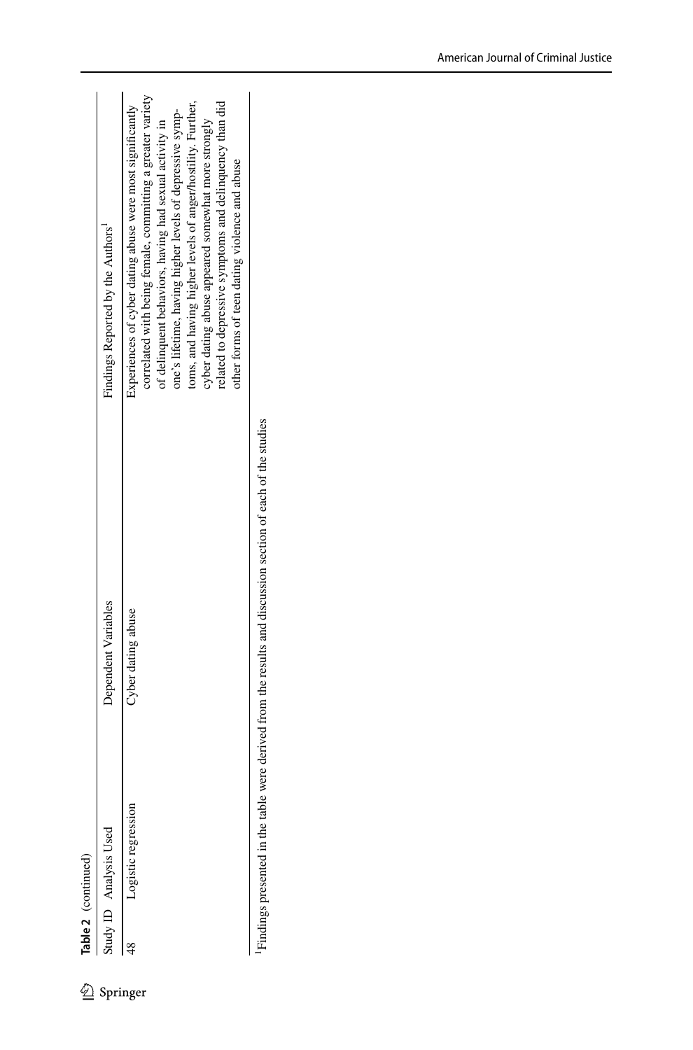**Table 2** (continued)

| Study ID | Analysis Used | Dependent Variables | Findings Reported by the Authors[1] |
|---|---|---|---|
| 48 | Logistic regression | Cyber dating abuse | Experiences of cyber dating abuse were most significantly correlated with being female, committing a greater variety of delinquent behaviors, having had sexual activity in one's lifetime, having higher levels of depressive symptoms, and having higher levels of anger/hostility. Further, cyber dating abuse appeared somewhat more strongly related to depressive symptoms and delinquency than did other forms of teen dating violence and abuse |

[1]Findings presented in the table were derived from the results and discussion section of each of the studies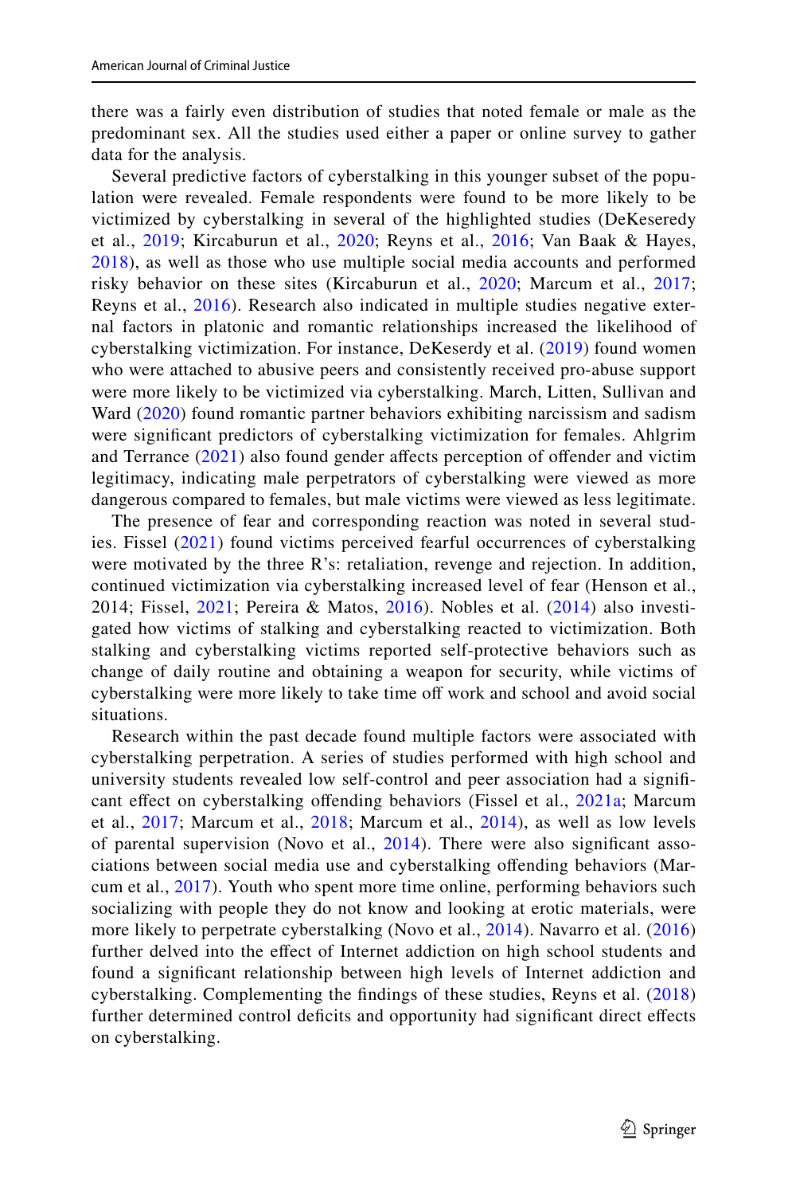there was a fairly even distribution of studies that noted female or male as the predominant sex. All the studies used either a paper or online survey to gather data for the analysis.

Several predictive factors of cyberstalking in this younger subset of the population were revealed. Female respondents were found to be more likely to be victimized by cyberstalking in several of the highlighted studies (DeKeseredy et al., 2019; Kircaburun et al., 2020; Reyns et al., 2016; Van Baak & Hayes, 2018), as well as those who use multiple social media accounts and performed risky behavior on these sites (Kircaburun et al., 2020; Marcum et al., 2017; Reyns et al., 2016). Research also indicated in multiple studies negative external factors in platonic and romantic relationships increased the likelihood of cyberstalking victimization. For instance, DeKeserdy et al. (2019) found women who were attached to abusive peers and consistently received pro-abuse support were more likely to be victimized via cyberstalking. March, Litten, Sullivan and Ward (2020) found romantic partner behaviors exhibiting narcissism and sadism were significant predictors of cyberstalking victimization for females. Ahlgrim and Terrance (2021) also found gender affects perception of offender and victim legitimacy, indicating male perpetrators of cyberstalking were viewed as more dangerous compared to females, but male victims were viewed as less legitimate.

The presence of fear and corresponding reaction was noted in several studies. Fissel (2021) found victims perceived fearful occurrences of cyberstalking were motivated by the three R's: retaliation, revenge and rejection. In addition, continued victimization via cyberstalking increased level of fear (Henson et al., 2014; Fissel, 2021; Pereira & Matos, 2016). Nobles et al. (2014) also investigated how victims of stalking and cyberstalking reacted to victimization. Both stalking and cyberstalking victims reported self-protective behaviors such as change of daily routine and obtaining a weapon for security, while victims of cyberstalking were more likely to take time off work and school and avoid social situations.

Research within the past decade found multiple factors were associated with cyberstalking perpetration. A series of studies performed with high school and university students revealed low self-control and peer association had a significant effect on cyberstalking offending behaviors (Fissel et al., 2021a; Marcum et al., 2017; Marcum et al., 2018; Marcum et al., 2014), as well as low levels of parental supervision (Novo et al., 2014). There were also significant associations between social media use and cyberstalking offending behaviors (Marcum et al., 2017). Youth who spent more time online, performing behaviors such socializing with people they do not know and looking at erotic materials, were more likely to perpetrate cyberstalking (Novo et al., 2014). Navarro et al. (2016) further delved into the effect of Internet addiction on high school students and found a significant relationship between high levels of Internet addiction and cyberstalking. Complementing the findings of these studies, Reyns et al. (2018) further determined control deficits and opportunity had significant direct effects on cyberstalking.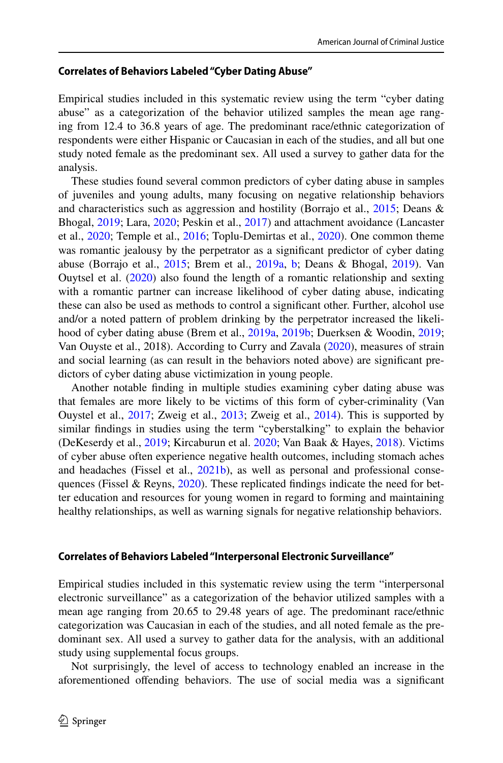### Correlates of Behaviors Labeled "Cyber Dating Abuse"

Empirical studies included in this systematic review using the term "cyber dating abuse" as a categorization of the behavior utilized samples the mean age ranging from 12.4 to 36.8 years of age. The predominant race/ethnic categorization of respondents were either Hispanic or Caucasian in each of the studies, and all but one study noted female as the predominant sex. All used a survey to gather data for the analysis.

These studies found several common predictors of cyber dating abuse in samples of juveniles and young adults, many focusing on negative relationship behaviors and characteristics such as aggression and hostility (Borrajo et al., 2015; Deans & Bhogal, 2019; Lara, 2020; Peskin et al., 2017) and attachment avoidance (Lancaster et al., 2020; Temple et al., 2016; Toplu-Demirtas et al., 2020). One common theme was romantic jealousy by the perpetrator as a significant predictor of cyber dating abuse (Borrajo et al., 2015; Brem et al., 2019a, b; Deans & Bhogal, 2019). Van Ouytsel et al. (2020) also found the length of a romantic relationship and sexting with a romantic partner can increase likelihood of cyber dating abuse, indicating these can also be used as methods to control a significant other. Further, alcohol use and/or a noted pattern of problem drinking by the perpetrator increased the likelihood of cyber dating abuse (Brem et al., 2019a, 2019b; Duerksen & Woodin, 2019; Van Ouyste et al., 2018). According to Curry and Zavala (2020), measures of strain and social learning (as can result in the behaviors noted above) are significant predictors of cyber dating abuse victimization in young people.

Another notable finding in multiple studies examining cyber dating abuse was that females are more likely to be victims of this form of cyber-criminality (Van Ouystel et al., 2017; Zweig et al., 2013; Zweig et al., 2014). This is supported by similar findings in studies using the term "cyberstalking" to explain the behavior (DeKeserdy et al., 2019; Kircaburun et al. 2020; Van Baak & Hayes, 2018). Victims of cyber abuse often experience negative health outcomes, including stomach aches and headaches (Fissel et al., 2021b), as well as personal and professional consequences (Fissel & Reyns, 2020). These replicated findings indicate the need for better education and resources for young women in regard to forming and maintaining healthy relationships, as well as warning signals for negative relationship behaviors.

### Correlates of Behaviors Labeled "Interpersonal Electronic Surveillance"

Empirical studies included in this systematic review using the term "interpersonal electronic surveillance" as a categorization of the behavior utilized samples with a mean age ranging from 20.65 to 29.48 years of age. The predominant race/ethnic categorization was Caucasian in each of the studies, and all noted female as the predominant sex. All used a survey to gather data for the analysis, with an additional study using supplemental focus groups.

Not surprisingly, the level of access to technology enabled an increase in the aforementioned offending behaviors. The use of social media was a significant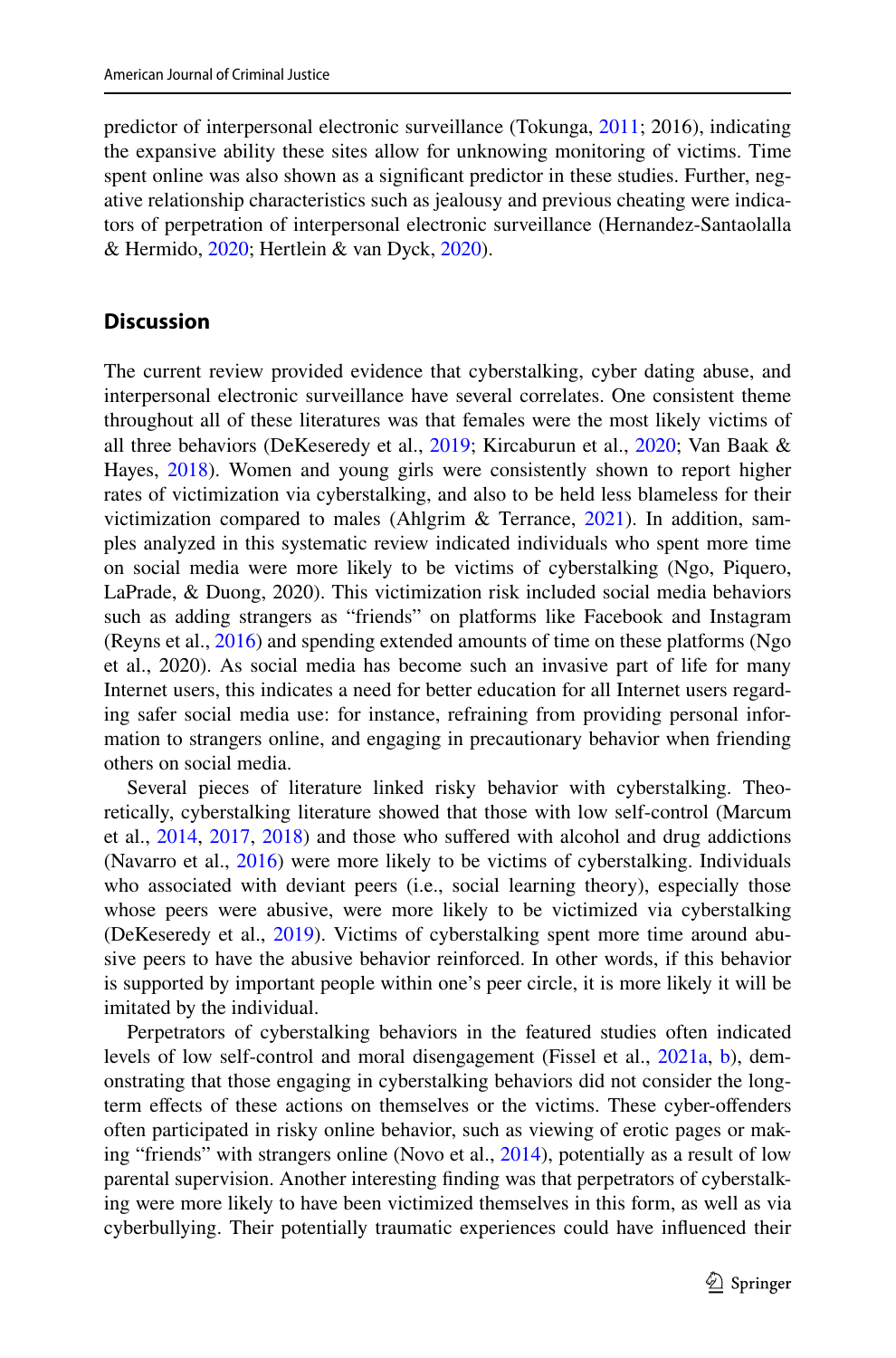predictor of interpersonal electronic surveillance (Tokunga, 2011; 2016), indicating the expansive ability these sites allow for unknowing monitoring of victims. Time spent online was also shown as a significant predictor in these studies. Further, negative relationship characteristics such as jealousy and previous cheating were indicators of perpetration of interpersonal electronic surveillance (Hernandez-Santaolalla & Hermido, 2020; Hertlein & van Dyck, 2020).

## Discussion

The current review provided evidence that cyberstalking, cyber dating abuse, and interpersonal electronic surveillance have several correlates. One consistent theme throughout all of these literatures was that females were the most likely victims of all three behaviors (DeKeseredy et al., 2019; Kircaburun et al., 2020; Van Baak & Hayes, 2018). Women and young girls were consistently shown to report higher rates of victimization via cyberstalking, and also to be held less blameless for their victimization compared to males (Ahlgrim & Terrance, 2021). In addition, samples analyzed in this systematic review indicated individuals who spent more time on social media were more likely to be victims of cyberstalking (Ngo, Piquero, LaPrade, & Duong, 2020). This victimization risk included social media behaviors such as adding strangers as "friends" on platforms like Facebook and Instagram (Reyns et al., 2016) and spending extended amounts of time on these platforms (Ngo et al., 2020). As social media has become such an invasive part of life for many Internet users, this indicates a need for better education for all Internet users regarding safer social media use: for instance, refraining from providing personal information to strangers online, and engaging in precautionary behavior when friending others on social media.

Several pieces of literature linked risky behavior with cyberstalking. Theoretically, cyberstalking literature showed that those with low self-control (Marcum et al., 2014, 2017, 2018) and those who suffered with alcohol and drug addictions (Navarro et al., 2016) were more likely to be victims of cyberstalking. Individuals who associated with deviant peers (i.e., social learning theory), especially those whose peers were abusive, were more likely to be victimized via cyberstalking (DeKeseredy et al., 2019). Victims of cyberstalking spent more time around abusive peers to have the abusive behavior reinforced. In other words, if this behavior is supported by important people within one's peer circle, it is more likely it will be imitated by the individual.

Perpetrators of cyberstalking behaviors in the featured studies often indicated levels of low self-control and moral disengagement (Fissel et al., 2021a, b), demonstrating that those engaging in cyberstalking behaviors did not consider the long-term effects of these actions on themselves or the victims. These cyber-offenders often participated in risky online behavior, such as viewing of erotic pages or making "friends" with strangers online (Novo et al., 2014), potentially as a result of low parental supervision. Another interesting finding was that perpetrators of cyberstalking were more likely to have been victimized themselves in this form, as well as via cyberbullying. Their potentially traumatic experiences could have influenced their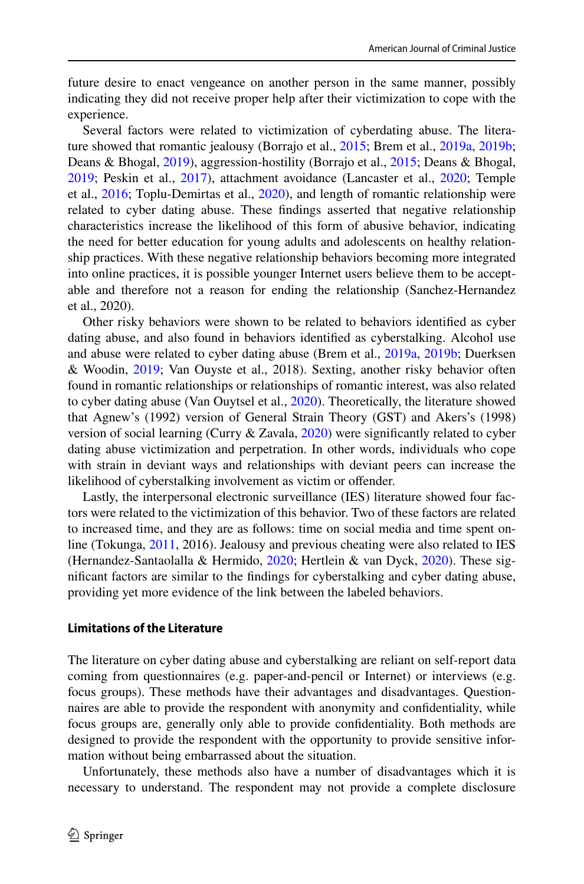future desire to enact vengeance on another person in the same manner, possibly indicating they did not receive proper help after their victimization to cope with the experience.

Several factors were related to victimization of cyberdating abuse. The literature showed that romantic jealousy (Borrajo et al., 2015; Brem et al., 2019a, 2019b; Deans & Bhogal, 2019), aggression-hostility (Borrajo et al., 2015; Deans & Bhogal, 2019; Peskin et al., 2017), attachment avoidance (Lancaster et al., 2020; Temple et al., 2016; Toplu-Demirtas et al., 2020), and length of romantic relationship were related to cyber dating abuse. These findings asserted that negative relationship characteristics increase the likelihood of this form of abusive behavior, indicating the need for better education for young adults and adolescents on healthy relationship practices. With these negative relationship behaviors becoming more integrated into online practices, it is possible younger Internet users believe them to be acceptable and therefore not a reason for ending the relationship (Sanchez-Hernandez et al., 2020).

Other risky behaviors were shown to be related to behaviors identified as cyber dating abuse, and also found in behaviors identified as cyberstalking. Alcohol use and abuse were related to cyber dating abuse (Brem et al., 2019a, 2019b; Duerksen & Woodin, 2019; Van Ouyste et al., 2018). Sexting, another risky behavior often found in romantic relationships or relationships of romantic interest, was also related to cyber dating abuse (Van Ouytsel et al., 2020). Theoretically, the literature showed that Agnew's (1992) version of General Strain Theory (GST) and Akers's (1998) version of social learning (Curry & Zavala, 2020) were significantly related to cyber dating abuse victimization and perpetration. In other words, individuals who cope with strain in deviant ways and relationships with deviant peers can increase the likelihood of cyberstalking involvement as victim or offender.

Lastly, the interpersonal electronic surveillance (IES) literature showed four factors were related to the victimization of this behavior. Two of these factors are related to increased time, and they are as follows: time on social media and time spent online (Tokunga, 2011, 2016). Jealousy and previous cheating were also related to IES (Hernandez-Santaolalla & Hermido, 2020; Hertlein & van Dyck, 2020). These significant factors are similar to the findings for cyberstalking and cyber dating abuse, providing yet more evidence of the link between the labeled behaviors.

### Limitations of the Literature

The literature on cyber dating abuse and cyberstalking are reliant on self-report data coming from questionnaires (e.g. paper-and-pencil or Internet) or interviews (e.g. focus groups). These methods have their advantages and disadvantages. Questionnaires are able to provide the respondent with anonymity and confidentiality, while focus groups are, generally only able to provide confidentiality. Both methods are designed to provide the respondent with the opportunity to provide sensitive information without being embarrassed about the situation.

Unfortunately, these methods also have a number of disadvantages which it is necessary to understand. The respondent may not provide a complete disclosure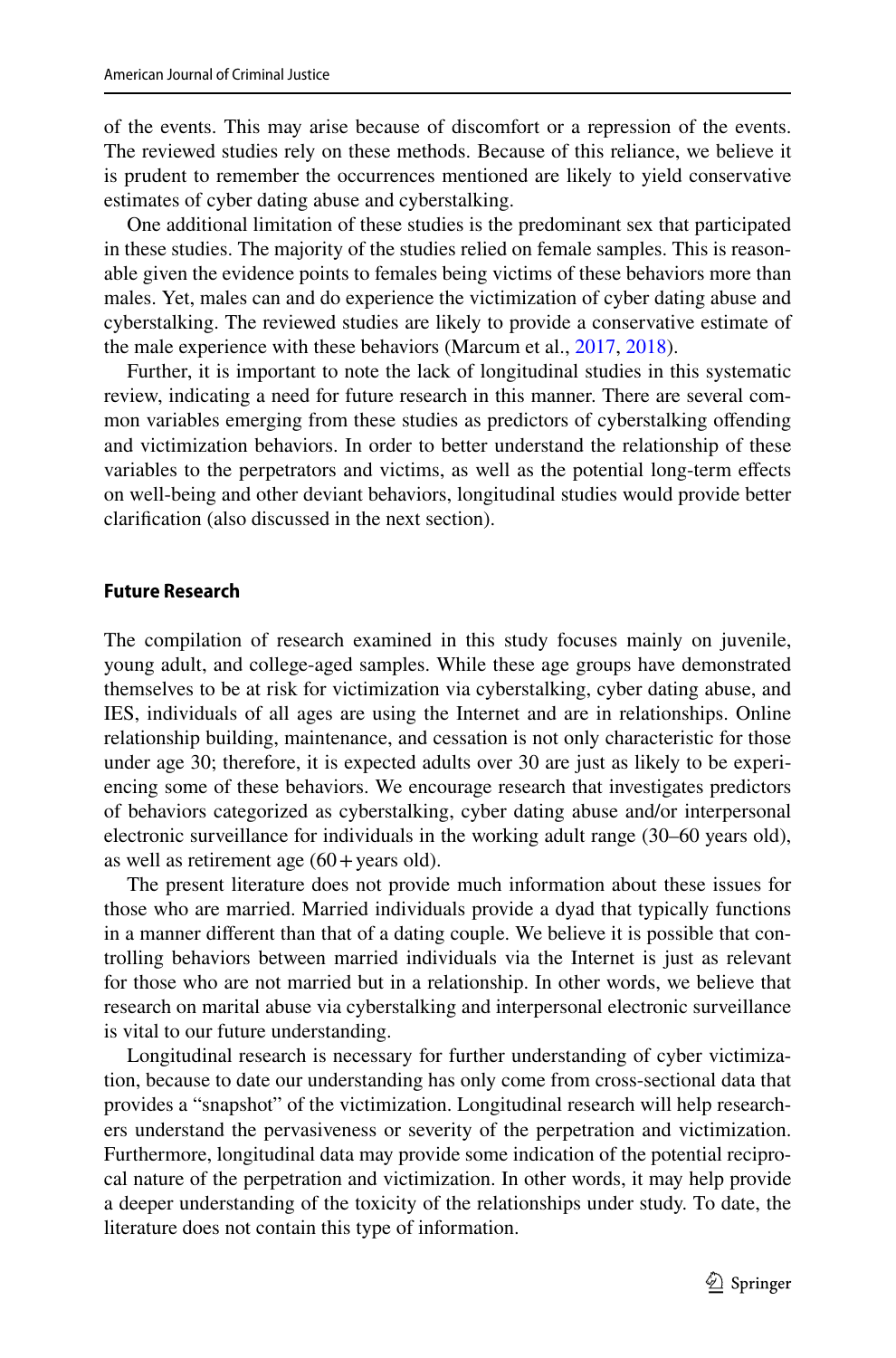of the events. This may arise because of discomfort or a repression of the events. The reviewed studies rely on these methods. Because of this reliance, we believe it is prudent to remember the occurrences mentioned are likely to yield conservative estimates of cyber dating abuse and cyberstalking.

One additional limitation of these studies is the predominant sex that participated in these studies. The majority of the studies relied on female samples. This is reasonable given the evidence points to females being victims of these behaviors more than males. Yet, males can and do experience the victimization of cyber dating abuse and cyberstalking. The reviewed studies are likely to provide a conservative estimate of the male experience with these behaviors (Marcum et al., 2017, 2018).

Further, it is important to note the lack of longitudinal studies in this systematic review, indicating a need for future research in this manner. There are several common variables emerging from these studies as predictors of cyberstalking offending and victimization behaviors. In order to better understand the relationship of these variables to the perpetrators and victims, as well as the potential long-term effects on well-being and other deviant behaviors, longitudinal studies would provide better clarification (also discussed in the next section).

### Future Research

The compilation of research examined in this study focuses mainly on juvenile, young adult, and college-aged samples. While these age groups have demonstrated themselves to be at risk for victimization via cyberstalking, cyber dating abuse, and IES, individuals of all ages are using the Internet and are in relationships. Online relationship building, maintenance, and cessation is not only characteristic for those under age 30; therefore, it is expected adults over 30 are just as likely to be experiencing some of these behaviors. We encourage research that investigates predictors of behaviors categorized as cyberstalking, cyber dating abuse and/or interpersonal electronic surveillance for individuals in the working adult range (30–60 years old), as well as retirement age (60 + years old).

The present literature does not provide much information about these issues for those who are married. Married individuals provide a dyad that typically functions in a manner different than that of a dating couple. We believe it is possible that controlling behaviors between married individuals via the Internet is just as relevant for those who are not married but in a relationship. In other words, we believe that research on marital abuse via cyberstalking and interpersonal electronic surveillance is vital to our future understanding.

Longitudinal research is necessary for further understanding of cyber victimization, because to date our understanding has only come from cross-sectional data that provides a "snapshot" of the victimization. Longitudinal research will help researchers understand the pervasiveness or severity of the perpetration and victimization. Furthermore, longitudinal data may provide some indication of the potential reciprocal nature of the perpetration and victimization. In other words, it may help provide a deeper understanding of the toxicity of the relationships under study. To date, the literature does not contain this type of information.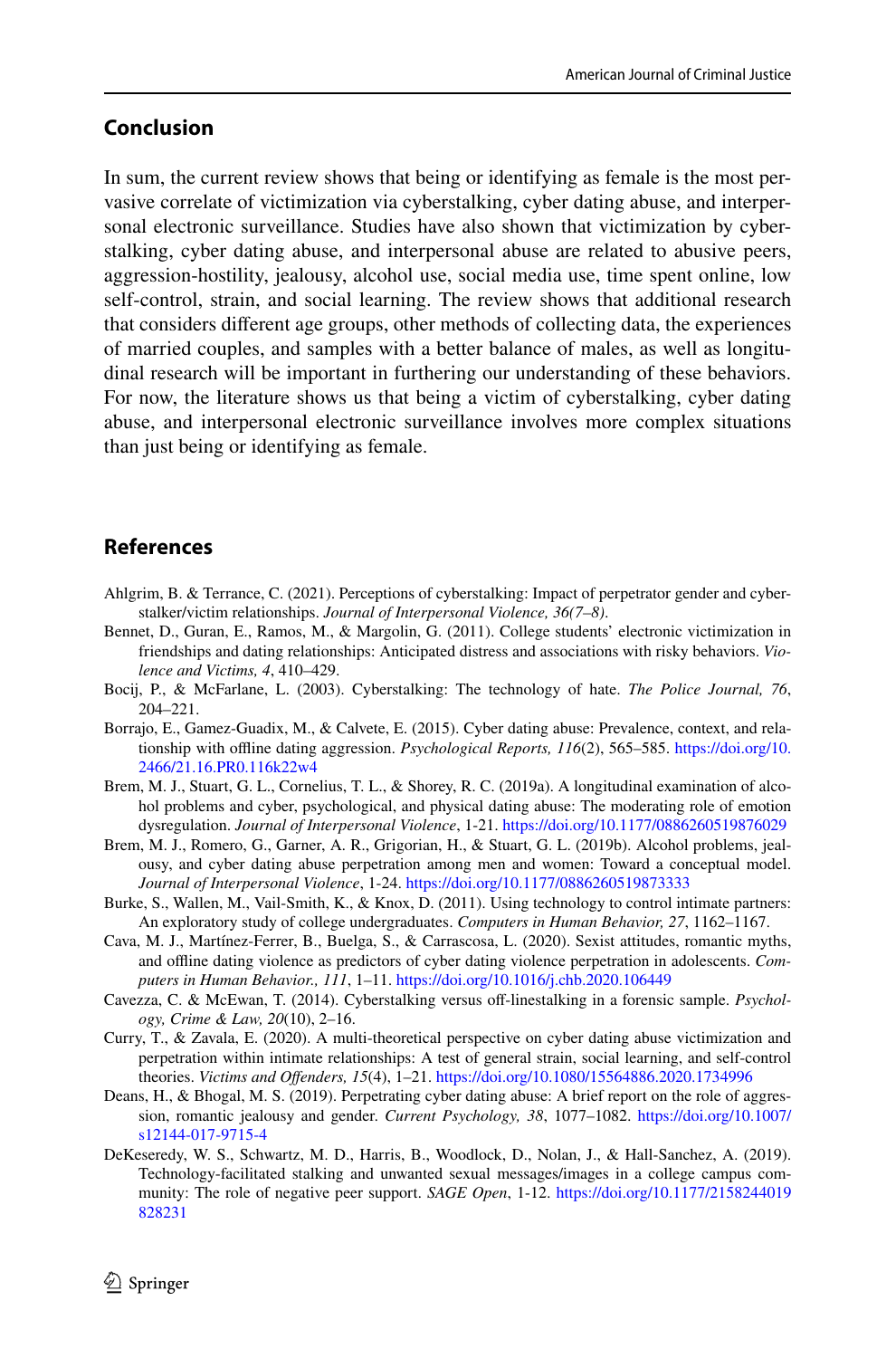## Conclusion

In sum, the current review shows that being or identifying as female is the most pervasive correlate of victimization via cyberstalking, cyber dating abuse, and interpersonal electronic surveillance. Studies have also shown that victimization by cyberstalking, cyber dating abuse, and interpersonal abuse are related to abusive peers, aggression-hostility, jealousy, alcohol use, social media use, time spent online, low self-control, strain, and social learning. The review shows that additional research that considers different age groups, other methods of collecting data, the experiences of married couples, and samples with a better balance of males, as well as longitudinal research will be important in furthering our understanding of these behaviors. For now, the literature shows us that being a victim of cyberstalking, cyber dating abuse, and interpersonal electronic surveillance involves more complex situations than just being or identifying as female.

## References

Ahlgrim, B. & Terrance, C. (2021). Perceptions of cyberstalking: Impact of perpetrator gender and cyberstalker/victim relationships. *Journal of Interpersonal Violence, 36(7–8)*.

Bennet, D., Guran, E., Ramos, M., & Margolin, G. (2011). College students' electronic victimization in friendships and dating relationships: Anticipated distress and associations with risky behaviors. *Violence and Victims, 4*, 410–429.

Bocij, P., & McFarlane, L. (2003). Cyberstalking: The technology of hate. *The Police Journal, 76*, 204–221.

Borrajo, E., Gamez-Guadix, M., & Calvete, E. (2015). Cyber dating abuse: Prevalence, context, and relationship with offline dating aggression. *Psychological Reports, 116*(2), 565–585. https://doi.org/10.2466/21.16.PR0.116k22w4

Brem, M. J., Stuart, G. L., Cornelius, T. L., & Shorey, R. C. (2019a). A longitudinal examination of alcohol problems and cyber, psychological, and physical dating abuse: The moderating role of emotion dysregulation. *Journal of Interpersonal Violence*, 1-21. https://doi.org/10.1177/0886260519876029

Brem, M. J., Romero, G., Garner, A. R., Grigorian, H., & Stuart, G. L. (2019b). Alcohol problems, jealousy, and cyber dating abuse perpetration among men and women: Toward a conceptual model. *Journal of Interpersonal Violence*, 1-24. https://doi.org/10.1177/0886260519873333

Burke, S., Wallen, M., Vail-Smith, K., & Knox, D. (2011). Using technology to control intimate partners: An exploratory study of college undergraduates. *Computers in Human Behavior, 27*, 1162–1167.

Cava, M. J., Martínez-Ferrer, B., Buelga, S., & Carrascosa, L. (2020). Sexist attitudes, romantic myths, and offline dating violence as predictors of cyber dating violence perpetration in adolescents. *Computers in Human Behavior., 111*, 1–11. https://doi.org/10.1016/j.chb.2020.106449

Cavezza, C. & McEwan, T. (2014). Cyberstalking versus off-linestalking in a forensic sample. *Psychology, Crime & Law, 20*(10), 2–16.

Curry, T., & Zavala, E. (2020). A multi-theoretical perspective on cyber dating abuse victimization and perpetration within intimate relationships: A test of general strain, social learning, and self-control theories. *Victims and Offenders, 15*(4), 1–21. https://doi.org/10.1080/15564886.2020.1734996

Deans, H., & Bhogal, M. S. (2019). Perpetrating cyber dating abuse: A brief report on the role of aggression, romantic jealousy and gender. *Current Psychology, 38*, 1077–1082. https://doi.org/10.1007/s12144-017-9715-4

DeKeseredy, W. S., Schwartz, M. D., Harris, B., Woodlock, D., Nolan, J., & Hall-Sanchez, A. (2019). Technology-facilitated stalking and unwanted sexual messages/images in a college campus community: The role of negative peer support. *SAGE Open*, 1-12. https://doi.org/10.1177/2158244019828231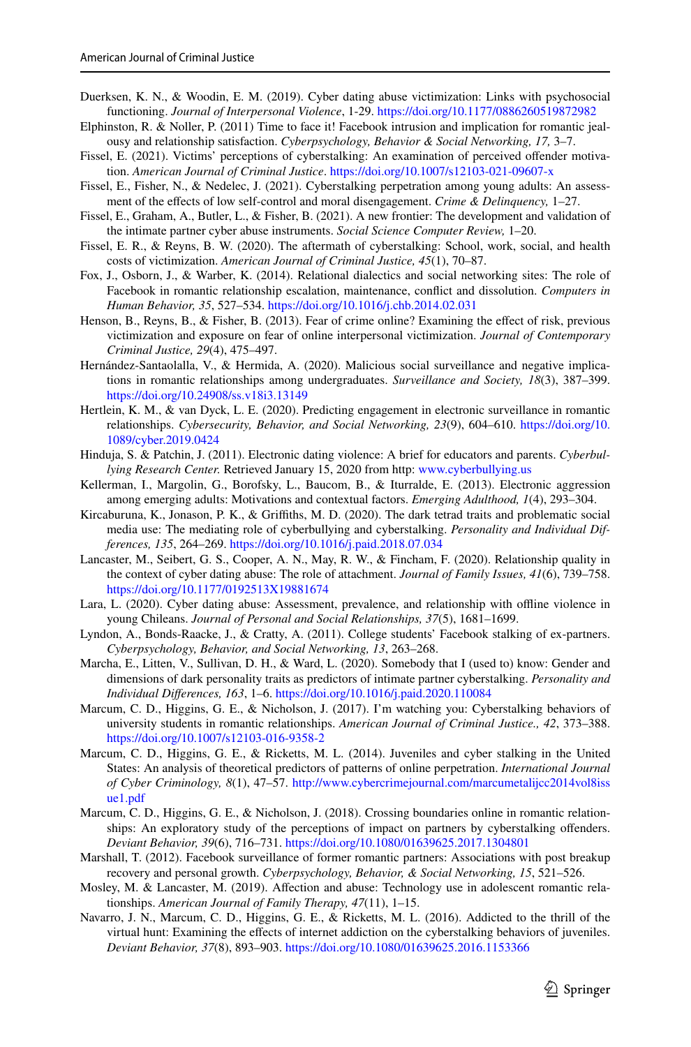Duerksen, K. N., & Woodin, E. M. (2019). Cyber dating abuse victimization: Links with psychosocial functioning. *Journal of Interpersonal Violence*, 1-29. https://doi.org/10.1177/0886260519872982

Elphinston, R. & Noller, P. (2011) Time to face it! Facebook intrusion and implication for romantic jealousy and relationship satisfaction. *Cyberpsychology, Behavior & Social Networking, 17,* 3–7.

Fissel, E. (2021). Victims' perceptions of cyberstalking: An examination of perceived offender motivation. *American Journal of Criminal Justice*. https://doi.org/10.1007/s12103-021-09607-x

Fissel, E., Fisher, N., & Nedelec, J. (2021). Cyberstalking perpetration among young adults: An assessment of the effects of low self-control and moral disengagement. *Crime & Delinquency,* 1–27.

Fissel, E., Graham, A., Butler, L., & Fisher, B. (2021). A new frontier: The development and validation of the intimate partner cyber abuse instruments. *Social Science Computer Review,* 1–20.

Fissel, E. R., & Reyns, B. W. (2020). The aftermath of cyberstalking: School, work, social, and health costs of victimization. *American Journal of Criminal Justice, 45*(1), 70–87.

Fox, J., Osborn, J., & Warber, K. (2014). Relational dialectics and social networking sites: The role of Facebook in romantic relationship escalation, maintenance, conflict and dissolution. *Computers in Human Behavior, 35*, 527–534. https://doi.org/10.1016/j.chb.2014.02.031

Henson, B., Reyns, B., & Fisher, B. (2013). Fear of crime online? Examining the effect of risk, previous victimization and exposure on fear of online interpersonal victimization. *Journal of Contemporary Criminal Justice, 29*(4), 475–497.

Hernández-Santaolalla, V., & Hermida, A. (2020). Malicious social surveillance and negative implications in romantic relationships among undergraduates. *Surveillance and Society, 18*(3), 387–399. https://doi.org/10.24908/ss.v18i3.13149

Hertlein, K. M., & van Dyck, L. E. (2020). Predicting engagement in electronic surveillance in romantic relationships. *Cybersecurity, Behavior, and Social Networking, 23*(9), 604–610. https://doi.org/10.1089/cyber.2019.0424

Hinduja, S. & Patchin, J. (2011). Electronic dating violence: A brief for educators and parents. *Cyberbullying Research Center.* Retrieved January 15, 2020 from http: www.cyberbullying.us

Kellerman, I., Margolin, G., Borofsky, L., Baucom, B., & Iturralde, E. (2013). Electronic aggression among emerging adults: Motivations and contextual factors. *Emerging Adulthood, 1*(4), 293–304.

Kircaburuna, K., Jonason, P. K., & Griffiths, M. D. (2020). The dark tetrad traits and problematic social media use: The mediating role of cyberbullying and cyberstalking. *Personality and Individual Differences, 135*, 264–269. https://doi.org/10.1016/j.paid.2018.07.034

Lancaster, M., Seibert, G. S., Cooper, A. N., May, R. W., & Fincham, F. (2020). Relationship quality in the context of cyber dating abuse: The role of attachment. *Journal of Family Issues, 41*(6), 739–758. https://doi.org/10.1177/0192513X19881674

Lara, L. (2020). Cyber dating abuse: Assessment, prevalence, and relationship with offline violence in young Chileans. *Journal of Personal and Social Relationships, 37*(5), 1681–1699.

Lyndon, A., Bonds-Raacke, J., & Cratty, A. (2011). College students' Facebook stalking of ex-partners. *Cyberpsychology, Behavior, and Social Networking, 13*, 263–268.

Marcha, E., Litten, V., Sullivan, D. H., & Ward, L. (2020). Somebody that I (used to) know: Gender and dimensions of dark personality traits as predictors of intimate partner cyberstalking. *Personality and Individual Differences, 163*, 1–6. https://doi.org/10.1016/j.paid.2020.110084

Marcum, C. D., Higgins, G. E., & Nicholson, J. (2017). I'm watching you: Cyberstalking behaviors of university students in romantic relationships. *American Journal of Criminal Justice., 42*, 373–388. https://doi.org/10.1007/s12103-016-9358-2

Marcum, C. D., Higgins, G. E., & Ricketts, M. L. (2014). Juveniles and cyber stalking in the United States: An analysis of theoretical predictors of patterns of online perpetration. *International Journal of Cyber Criminology, 8*(1), 47–57. http://www.cybercrimejournal.com/marcumetalijcc2014vol8issue1.pdf

Marcum, C. D., Higgins, G. E., & Nicholson, J. (2018). Crossing boundaries online in romantic relationships: An exploratory study of the perceptions of impact on partners by cyberstalking offenders. *Deviant Behavior, 39*(6), 716–731. https://doi.org/10.1080/01639625.2017.1304801

Marshall, T. (2012). Facebook surveillance of former romantic partners: Associations with post breakup recovery and personal growth. *Cyberpsychology, Behavior, & Social Networking, 15*, 521–526.

Mosley, M. & Lancaster, M. (2019). Affection and abuse: Technology use in adolescent romantic relationships. *American Journal of Family Therapy, 47*(11), 1–15.

Navarro, J. N., Marcum, C. D., Higgins, G. E., & Ricketts, M. L. (2016). Addicted to the thrill of the virtual hunt: Examining the effects of internet addiction on the cyberstalking behaviors of juveniles. *Deviant Behavior, 37*(8), 893–903. https://doi.org/10.1080/01639625.2016.1153366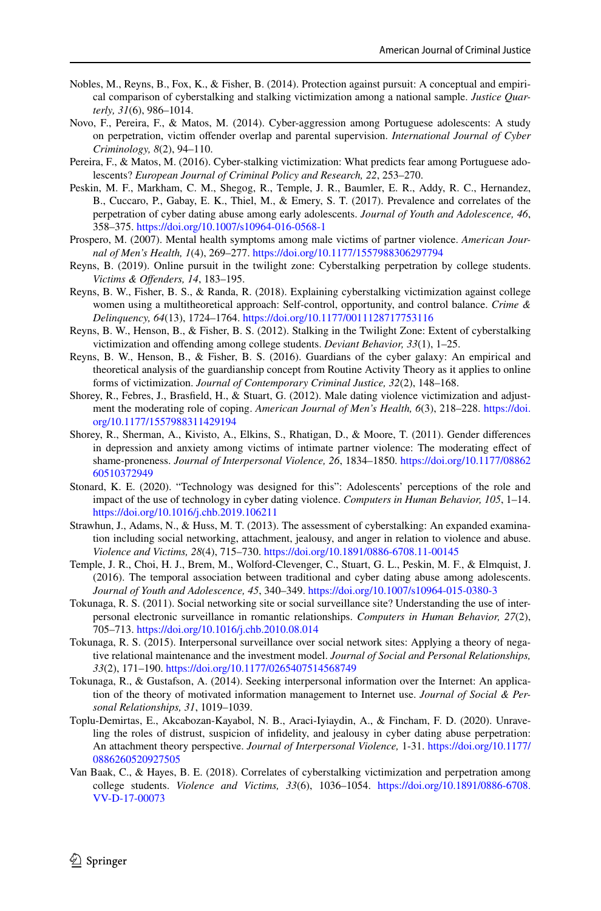Nobles, M., Reyns, B., Fox, K., & Fisher, B. (2014). Protection against pursuit: A conceptual and empirical comparison of cyberstalking and stalking victimization among a national sample. *Justice Quarterly, 31*(6), 986–1014.

Novo, F., Pereira, F., & Matos, M. (2014). Cyber-aggression among Portuguese adolescents: A study on perpetration, victim offender overlap and parental supervision. *International Journal of Cyber Criminology, 8*(2), 94–110.

Pereira, F., & Matos, M. (2016). Cyber-stalking victimization: What predicts fear among Portuguese adolescents? *European Journal of Criminal Policy and Research, 22*, 253–270.

Peskin, M. F., Markham, C. M., Shegog, R., Temple, J. R., Baumler, E. R., Addy, R. C., Hernandez, B., Cuccaro, P., Gabay, E. K., Thiel, M., & Emery, S. T. (2017). Prevalence and correlates of the perpetration of cyber dating abuse among early adolescents. *Journal of Youth and Adolescence, 46*, 358–375. https://doi.org/10.1007/s10964-016-0568-1

Prospero, M. (2007). Mental health symptoms among male victims of partner violence. *American Journal of Men's Health, 1*(4), 269–277. https://doi.org/10.1177/1557988306297794

Reyns, B. (2019). Online pursuit in the twilight zone: Cyberstalking perpetration by college students. *Victims & Offenders, 14*, 183–195.

Reyns, B. W., Fisher, B. S., & Randa, R. (2018). Explaining cyberstalking victimization against college women using a multitheoretical approach: Self-control, opportunity, and control balance. *Crime & Delinquency, 64*(13), 1724–1764. https://doi.org/10.1177/0011128717753116

Reyns, B. W., Henson, B., & Fisher, B. S. (2012). Stalking in the Twilight Zone: Extent of cyberstalking victimization and offending among college students. *Deviant Behavior, 33*(1), 1–25.

Reyns, B. W., Henson, B., & Fisher, B. S. (2016). Guardians of the cyber galaxy: An empirical and theoretical analysis of the guardianship concept from Routine Activity Theory as it applies to online forms of victimization. *Journal of Contemporary Criminal Justice, 32*(2), 148–168.

Shorey, R., Febres, J., Brasfield, H., & Stuart, G. (2012). Male dating violence victimization and adjustment the moderating role of coping. *American Journal of Men's Health, 6*(3), 218–228. https://doi.org/10.1177/1557988311429194

Shorey, R., Sherman, A., Kivisto, A., Elkins, S., Rhatigan, D., & Moore, T. (2011). Gender differences in depression and anxiety among victims of intimate partner violence: The moderating effect of shame-proneness. *Journal of Interpersonal Violence, 26*, 1834–1850. https://doi.org/10.1177/0886260510372949

Stonard, K. E. (2020). "Technology was designed for this": Adolescents' perceptions of the role and impact of the use of technology in cyber dating violence. *Computers in Human Behavior, 105*, 1–14. https://doi.org/10.1016/j.chb.2019.106211

Strawhun, J., Adams, N., & Huss, M. T. (2013). The assessment of cyberstalking: An expanded examination including social networking, attachment, jealousy, and anger in relation to violence and abuse. *Violence and Victims, 28*(4), 715–730. https://doi.org/10.1891/0886-6708.11-00145

Temple, J. R., Choi, H. J., Brem, M., Wolford-Clevenger, C., Stuart, G. L., Peskin, M. F., & Elmquist, J. (2016). The temporal association between traditional and cyber dating abuse among adolescents. *Journal of Youth and Adolescence, 45*, 340–349. https://doi.org/10.1007/s10964-015-0380-3

Tokunaga, R. S. (2011). Social networking site or social surveillance site? Understanding the use of interpersonal electronic surveillance in romantic relationships. *Computers in Human Behavior, 27*(2), 705–713. https://doi.org/10.1016/j.chb.2010.08.014

Tokunaga, R. S. (2015). Interpersonal surveillance over social network sites: Applying a theory of negative relational maintenance and the investment model. *Journal of Social and Personal Relationships, 33*(2), 171–190. https://doi.org/10.1177/0265407514568749

Tokunaga, R., & Gustafson, A. (2014). Seeking interpersonal information over the Internet: An application of the theory of motivated information management to Internet use. *Journal of Social & Personal Relationships, 31*, 1019–1039.

Toplu-Demirtas, E., Akcabozan-Kayabol, N. B., Araci-Iyiaydin, A., & Fincham, F. D. (2020). Unraveling the roles of distrust, suspicion of infidelity, and jealousy in cyber dating abuse perpetration: An attachment theory perspective. *Journal of Interpersonal Violence,* 1-31. https://doi.org/10.1177/0886260520927505

Van Baak, C., & Hayes, B. E. (2018). Correlates of cyberstalking victimization and perpetration among college students. *Violence and Victims, 33*(6), 1036–1054. https://doi.org/10.1891/0886-6708.VV-D-17-00073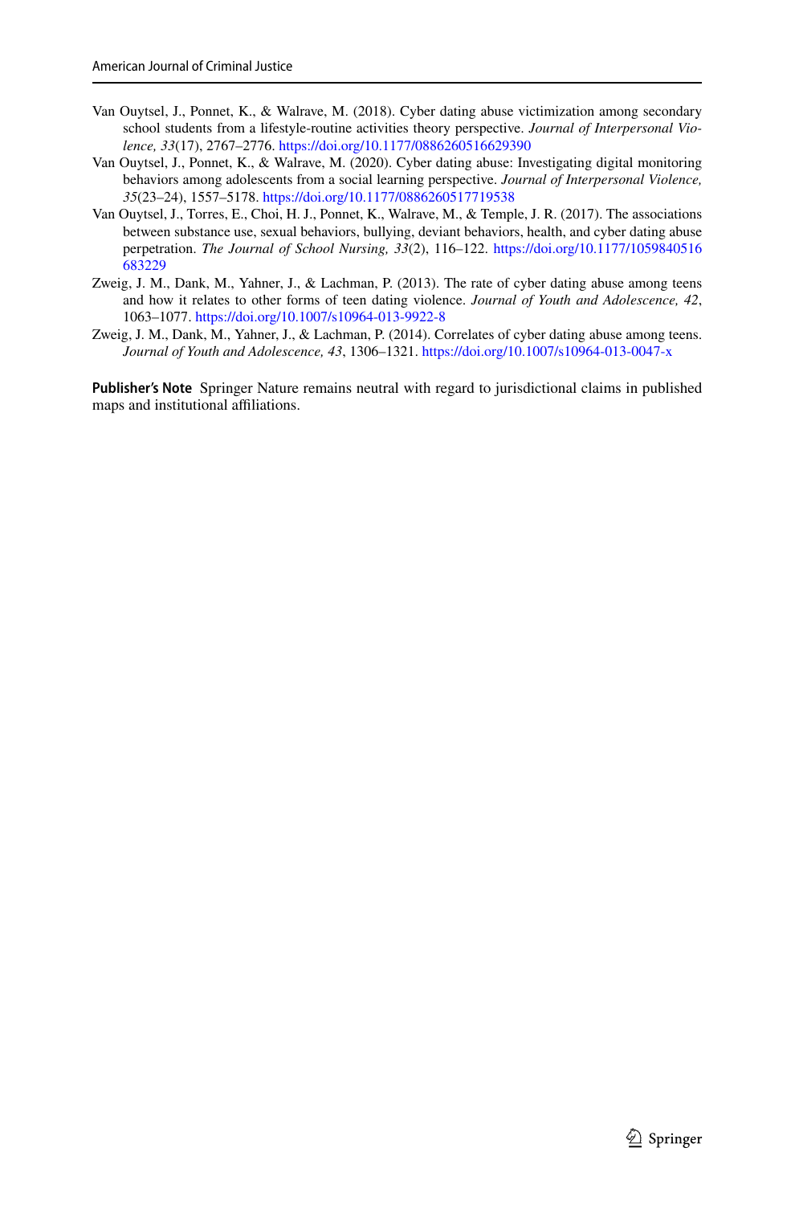Van Ouytsel, J., Ponnet, K., & Walrave, M. (2018). Cyber dating abuse victimization among secondary school students from a lifestyle-routine activities theory perspective. *Journal of Interpersonal Violence, 33*(17), 2767–2776. https://doi.org/10.1177/0886260516629390

Van Ouytsel, J., Ponnet, K., & Walrave, M. (2020). Cyber dating abuse: Investigating digital monitoring behaviors among adolescents from a social learning perspective. *Journal of Interpersonal Violence, 35*(23–24), 1557–5178. https://doi.org/10.1177/0886260517719538

Van Ouytsel, J., Torres, E., Choi, H. J., Ponnet, K., Walrave, M., & Temple, J. R. (2017). The associations between substance use, sexual behaviors, bullying, deviant behaviors, health, and cyber dating abuse perpetration. *The Journal of School Nursing, 33*(2), 116–122. https://doi.org/10.1177/1059840516683229

Zweig, J. M., Dank, M., Yahner, J., & Lachman, P. (2013). The rate of cyber dating abuse among teens and how it relates to other forms of teen dating violence. *Journal of Youth and Adolescence, 42*, 1063–1077. https://doi.org/10.1007/s10964-013-9922-8

Zweig, J. M., Dank, M., Yahner, J., & Lachman, P. (2014). Correlates of cyber dating abuse among teens. *Journal of Youth and Adolescence, 43*, 1306–1321. https://doi.org/10.1007/s10964-013-0047-x

**Publisher's Note** Springer Nature remains neutral with regard to jurisdictional claims in published maps and institutional affiliations.